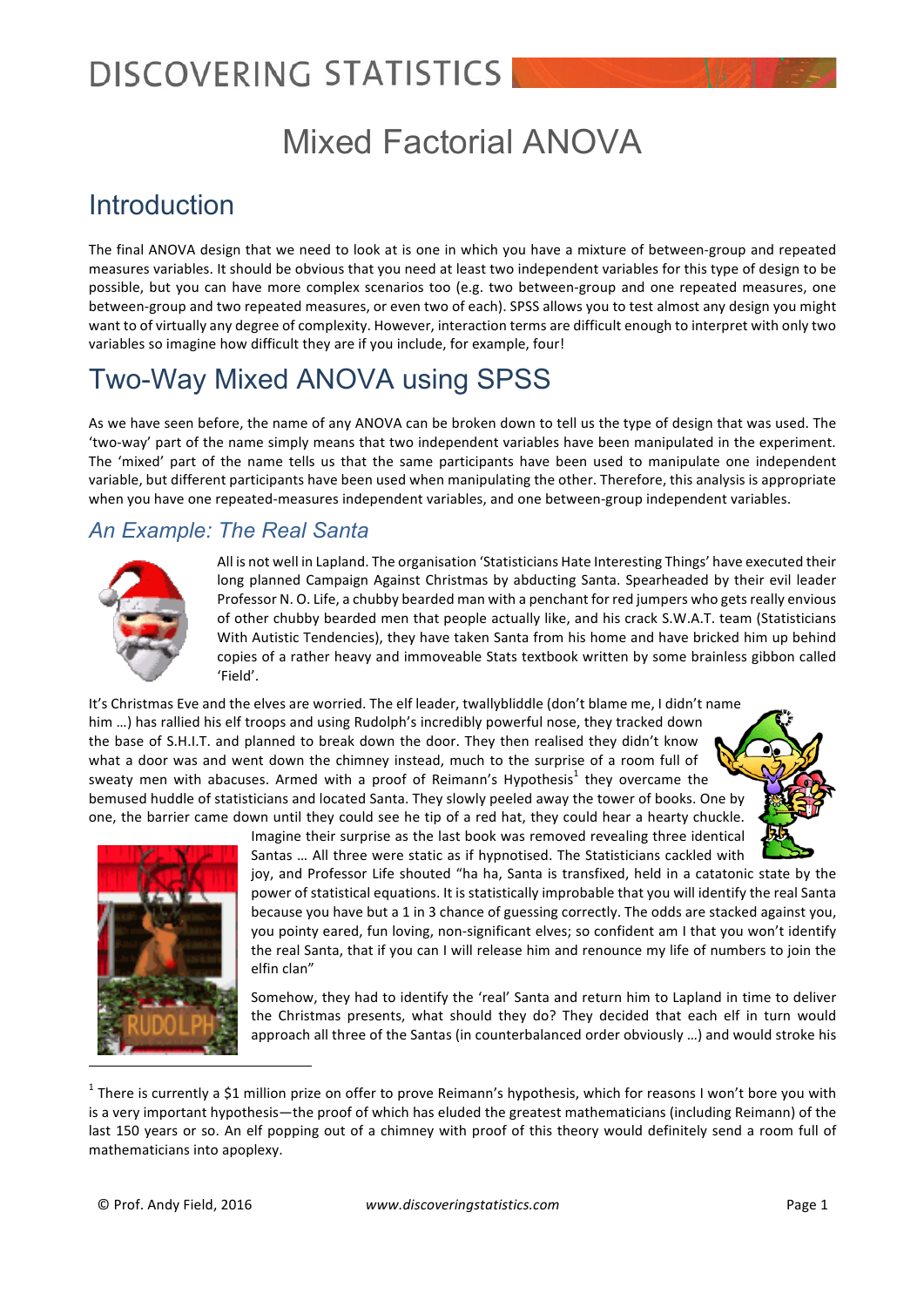# Mixed Factorial ANOVA

## Introduction

The final ANOVA design that we need to look at is one in which you have a mixture of between-group and repeated measures variables. It should be obvious that you need at least two independent variables for this type of design to be possible, but you can have more complex scenarios too (e.g. two between-group and one repeated measures, one between-group and two repeated measures, or even two of each). SPSS allows you to test almost any design you might want to of virtually any degree of complexity. However, interaction terms are difficult enough to interpret with only two variables so imagine how difficult they are if you include, for example, four!

## Two-Way Mixed ANOVA using SPSS

As we have seen before, the name of any ANOVA can be broken down to tell us the type of design that was used. The 'two-way' part of the name simply means that two independent variables have been manipulated in the experiment. The 'mixed' part of the name tells us that the same participants have been used to manipulate one independent variable, but different participants have been used when manipulating the other. Therefore, this analysis is appropriate when you have one repeated-measures independent variables, and one between-group independent variables.

### *An Example: The Real Santa*

All is not well in Lapland. The organisation 'Statisticians Hate Interesting Things' have executed their long planned Campaign Against Christmas by abducting Santa. Spearheaded by their evil leader Professor N. O. Life, a chubby bearded man with a penchant for red jumpers who gets really envious of other chubby bearded men that people actually like, and his crack S.W.A.T. team (Statisticians With Autistic Tendencies), they have taken Santa from his home and have bricked him up behind copies of a rather heavy and immoveable Stats textbook written by some brainless gibbon called 'Field'.

It's Christmas Eve and the elves are worried. The elf leader, twallybliddle (don't blame me, I didn't name him …) has rallied his elf troops and using Rudolph's incredibly powerful nose, they tracked down the base of S.H.I.T. and planned to break down the door. They then realised they didn't know what a door was and went down the chimney instead, much to the surprise of a room full of sweaty men with abacuses. Armed with a proof of Reimann's Hypothesis[1] they overcame the bemused huddle of statisticians and located Santa. They slowly peeled away the tower of books. One by one, the barrier came down until they could see he tip of a red hat, they could hear a hearty chuckle. Imagine their surprise as the last book was removed revealing three identical Santas … All three were static as if hypnotised. The Statisticians cackled with joy, and Professor Life shouted "ha ha, Santa is transfixed, held in a catatonic state by the power of statistical equations. It is statistically improbable that you will identify the real Santa because you have but a 1 in 3 chance of guessing correctly. The odds are stacked against you, you pointy eared, fun loving, non-significant elves; so confident am I that you won't identify the real Santa, that if you can I will release him and renounce my life of numbers to join the elfin clan"

Somehow, they had to identify the 'real' Santa and return him to Lapland in time to deliver the Christmas presents, what should they do? They decided that each elf in turn would approach all three of the Santas (in counterbalanced order obviously …) and would stroke his

---

[1] There is currently a $1 million prize on offer to prove Reimann's hypothesis, which for reasons I won't bore you with is a very important hypothesis—the proof of which has eluded the greatest mathematicians (including Reimann) of the last 150 years or so. An elf popping out of a chimney with proof of this theory would definitely send a room full of mathematicians into apoplexy.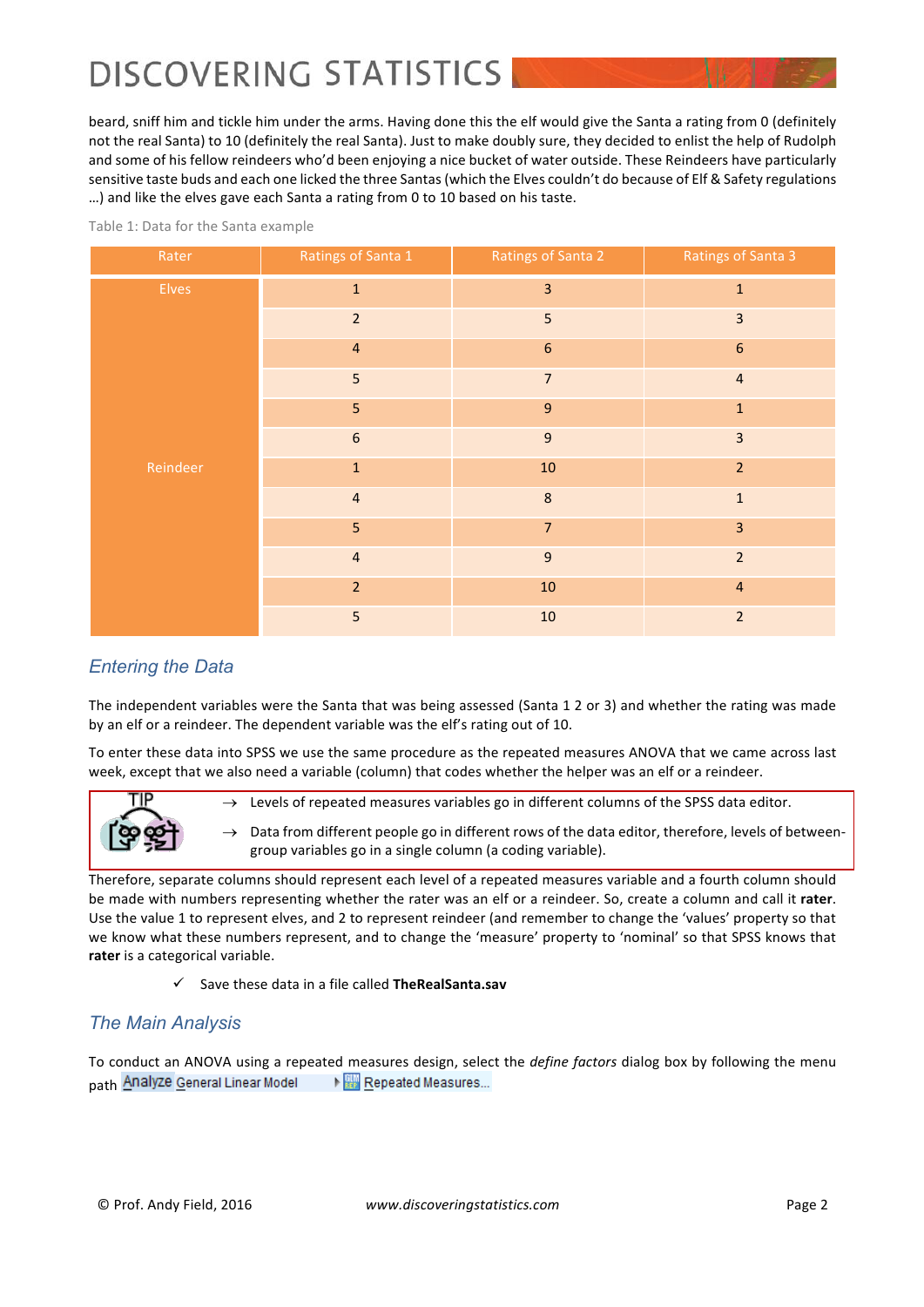beard, sniff him and tickle him under the arms. Having done this the elf would give the Santa a rating from 0 (definitely not the real Santa) to 10 (definitely the real Santa). Just to make doubly sure, they decided to enlist the help of Rudolph and some of his fellow reindeers who'd been enjoying a nice bucket of water outside. These Reindeers have particularly sensitive taste buds and each one licked the three Santas (which the Elves couldn't do because of Elf & Safety regulations …) and like the elves gave each Santa a rating from 0 to 10 based on his taste.

Table 1: Data for the Santa example

| Rater | Ratings of Santa 1 | Ratings of Santa 2 | Ratings of Santa 3 |
|---|---|---|---|
| Elves | 1 | 3 | 1 |
| | 2 | 5 | 3 |
| | 4 | 6 | 6 |
| | 5 | 7 | 4 |
| | 5 | 9 | 1 |
| | 6 | 9 | 3 |
| Reindeer | 1 | 10 | 2 |
| | 4 | 8 | 1 |
| | 5 | 7 | 3 |
| | 4 | 9 | 2 |
| | 2 | 10 | 4 |
| | 5 | 10 | 2 |

## Entering the Data

The independent variables were the Santa that was being assessed (Santa 1 2 or 3) and whether the rating was made by an elf or a reindeer. The dependent variable was the elf's rating out of 10.

To enter these data into SPSS we use the same procedure as the repeated measures ANOVA that we came across last week, except that we also need a variable (column) that codes whether the helper was an elf or a reindeer.

TIP

- → Levels of repeated measures variables go in different columns of the SPSS data editor.
- → Data from different people go in different rows of the data editor, therefore, levels of between-group variables go in a single column (a coding variable).

Therefore, separate columns should represent each level of a repeated measures variable and a fourth column should be made with numbers representing whether the rater was an elf or a reindeer. So, create a column and call it **rater**. Use the value 1 to represent elves, and 2 to represent reindeer (and remember to change the 'values' property so that we know what these numbers represent, and to change the 'measure' property to 'nominal' so that SPSS knows that **rater** is a categorical variable.

✓ Save these data in a file called **TheRealSanta.sav**

## The Main Analysis

To conduct an ANOVA using a repeated measures design, select the *define factors* dialog box by following the menu path Analyze General Linear Model ▸ Repeated Measures...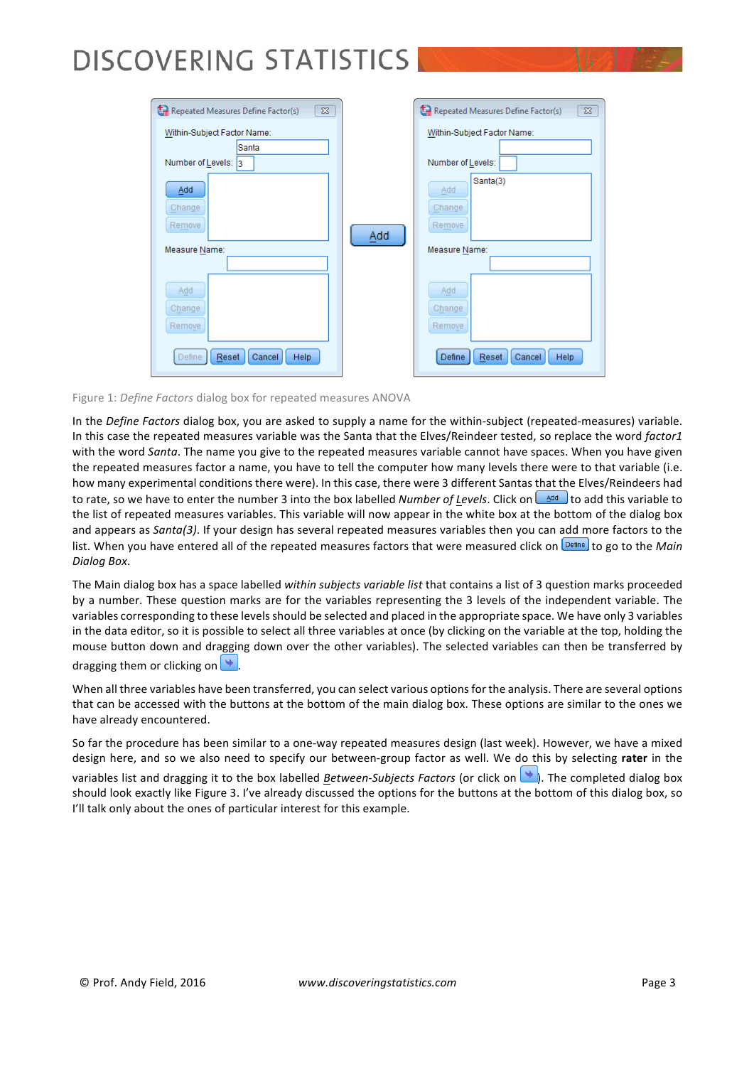Figure 1: *Define Factors* dialog box for repeated measures ANOVA

In the *Define Factors* dialog box, you are asked to supply a name for the within-subject (repeated-measures) variable. In this case the repeated measures variable was the Santa that the Elves/Reindeer tested, so replace the word *factor1* with the word *Santa*. The name you give to the repeated measures variable cannot have spaces. When you have given the repeated measures factor a name, you have to tell the computer how many levels there were to that variable (i.e. how many experimental conditions there were). In this case, there were 3 different Santas that the Elves/Reindeers had to rate, so we have to enter the number 3 into the box labelled *Number of Levels*. Click on Add to add this variable to the list of repeated measures variables. This variable will now appear in the white box at the bottom of the dialog box and appears as *Santa(3)*. If your design has several repeated measures variables then you can add more factors to the list. When you have entered all of the repeated measures factors that were measured click on Define to go to the *Main Dialog Box*.

The Main dialog box has a space labelled *within subjects variable list* that contains a list of 3 question marks proceeded by a number. These question marks are for the variables representing the 3 levels of the independent variable. The variables corresponding to these levels should be selected and placed in the appropriate space. We have only 3 variables in the data editor, so it is possible to select all three variables at once (by clicking on the variable at the top, holding the mouse button down and dragging down over the other variables). The selected variables can then be transferred by dragging them or clicking on ➡.

When all three variables have been transferred, you can select various options for the analysis. There are several options that can be accessed with the buttons at the bottom of the main dialog box. These options are similar to the ones we have already encountered.

So far the procedure has been similar to a one-way repeated measures design (last week). However, we have a mixed design here, and so we also need to specify our between-group factor as well. We do this by selecting **rater** in the variables list and dragging it to the box labelled Between-Subjects Factors (or click on ➡). The completed dialog box should look exactly like Figure 3. I've already discussed the options for the buttons at the bottom of this dialog box, so I'll talk only about the ones of particular interest for this example.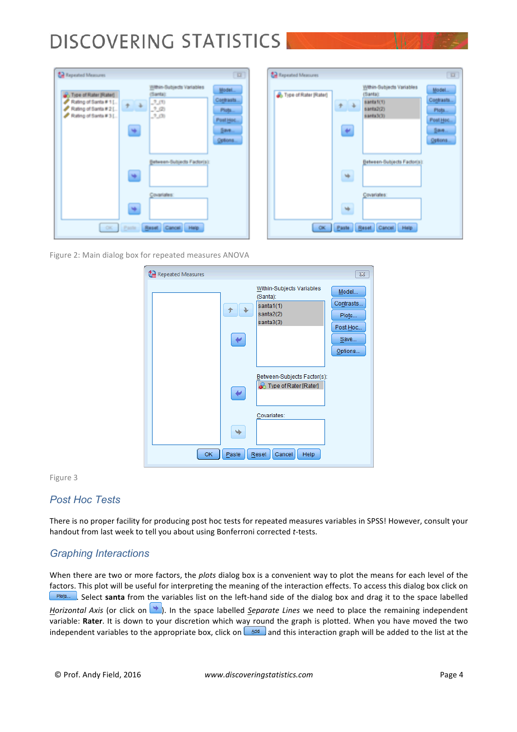Figure 2: Main dialog box for repeated measures ANOVA

Figure 3

## Post Hoc Tests

There is no proper facility for producing post hoc tests for repeated measures variables in SPSS! However, consult your handout from last week to tell you about using Bonferroni corrected *t*-tests.

## Graphing Interactions

When there are two or more factors, the *plots* dialog box is a convenient way to plot the means for each level of the factors. This plot will be useful for interpreting the meaning of the interaction effects. To access this dialog box click on Plots... . Select **santa** from the variables list on the left-hand side of the dialog box and drag it to the space labelled *Horizontal Axis* (or click on ). In the space labelled *Separate Lines* we need to place the remaining independent variable: **Rater**. It is down to your discretion which way round the graph is plotted. When you have moved the two independent variables to the appropriate box, click on Add and this interaction graph will be added to the list at the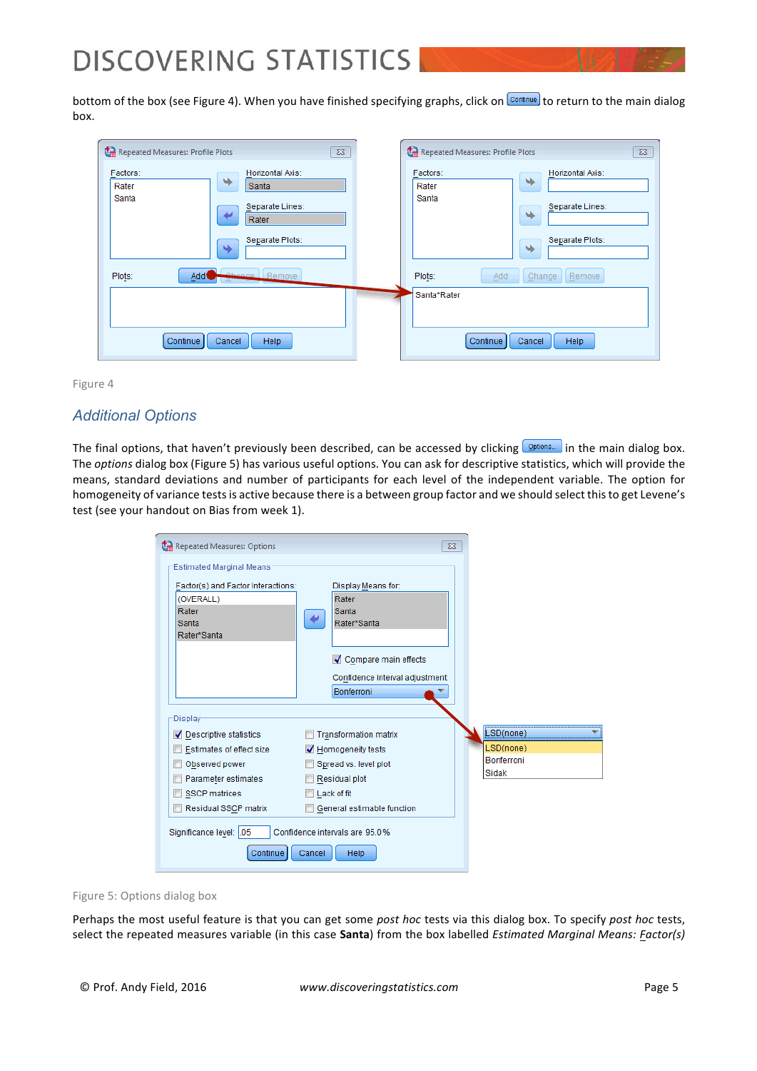bottom of the box (see Figure 4). When you have finished specifying graphs, click on Continue to return to the main dialog box.

Figure 4

## Additional Options

The final options, that haven't previously been described, can be accessed by clicking Options... in the main dialog box. The *options* dialog box (Figure 5) has various useful options. You can ask for descriptive statistics, which will provide the means, standard deviations and number of participants for each level of the independent variable. The option for homogeneity of variance tests is active because there is a between group factor and we should select this to get Levene's test (see your handout on Bias from week 1).

Figure 5: Options dialog box

Perhaps the most useful feature is that you can get some *post hoc* tests via this dialog box. To specify *post hoc* tests, select the repeated measures variable (in this case **Santa**) from the box labelled *Estimated Marginal Means: Factor(s)*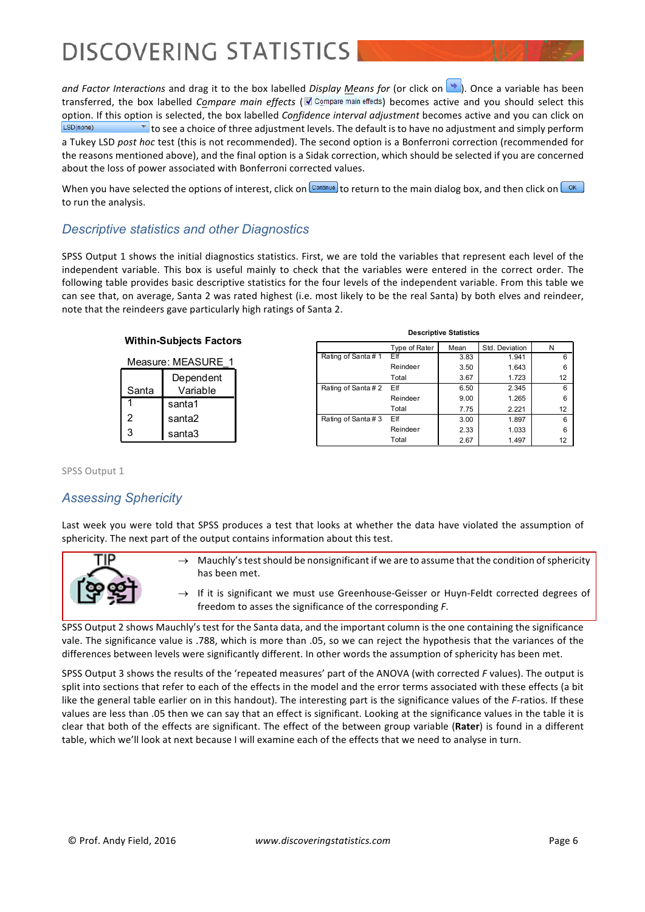*and Factor Interactions* and drag it to the box labelled *Display Means for* (or click on ). Once a variable has been transferred, the box labelled *Compare main effects* (Compare main effects) becomes active and you should select this option. If this option is selected, the box labelled *Confidence interval adjustment* becomes active and you can click on LSD(none) to see a choice of three adjustment levels. The default is to have no adjustment and simply perform a Tukey LSD *post hoc* test (this is not recommended). The second option is a Bonferroni correction (recommended for the reasons mentioned above), and the final option is a Sidak correction, which should be selected if you are concerned about the loss of power associated with Bonferroni corrected values.

When you have selected the options of interest, click on Continue to return to the main dialog box, and then click on OK to run the analysis.

## Descriptive statistics and other Diagnostics

SPSS Output 1 shows the initial diagnostics statistics. First, we are told the variables that represent each level of the independent variable. This box is useful mainly to check that the variables were entered in the correct order. The following table provides basic descriptive statistics for the four levels of the independent variable. From this table we can see that, on average, Santa 2 was rated highest (i.e. most likely to be the real Santa) by both elves and reindeer, note that the reindeers gave particularly high ratings of Santa 2.

**Within-Subjects Factors**

Measure: MEASURE_1

| Santa | Dependent Variable |
|---|---|
| 1 | santa1 |
| 2 | santa2 |
| 3 | santa3 |

**Descriptive Statistics**

| | Type of Rater | Mean | Std. Deviation | N |
|---|---|---|---|---|
| Rating of Santa # 1 | Elf | 3.83 | 1.941 | 6 |
| | Reindeer | 3.50 | 1.643 | 6 |
| | Total | 3.67 | 1.723 | 12 |
| Rating of Santa # 2 | Elf | 6.50 | 2.345 | 6 |
| | Reindeer | 9.00 | 1.265 | 6 |
| | Total | 7.75 | 2.221 | 12 |
| Rating of Santa # 3 | Elf | 3.00 | 1.897 | 6 |
| | Reindeer | 2.33 | 1.033 | 6 |
| | Total | 2.67 | 1.497 | 12 |

SPSS Output 1

## Assessing Sphericity

Last week you were told that SPSS produces a test that looks at whether the data have violated the assumption of sphericity. The next part of the output contains information about this test.

TIP

- → Mauchly's test should be nonsignificant if we are to assume that the condition of sphericity has been met.
- → If it is significant we must use Greenhouse-Geisser or Huyn-Feldt corrected degrees of freedom to asses the significance of the corresponding *F*.

SPSS Output 2 shows Mauchly's test for the Santa data, and the important column is the one containing the significance vale. The significance value is .788, which is more than .05, so we can reject the hypothesis that the variances of the differences between levels were significantly different. In other words the assumption of sphericity has been met.

SPSS Output 3 shows the results of the 'repeated measures' part of the ANOVA (with corrected *F* values). The output is split into sections that refer to each of the effects in the model and the error terms associated with these effects (a bit like the general table earlier on in this handout). The interesting part is the significance values of the *F*-ratios. If these values are less than .05 then we can say that an effect is significant. Looking at the significance values in the table it is clear that both of the effects are significant. The effect of the between group variable (**Rater**) is found in a different table, which we'll look at next because I will examine each of the effects that we need to analyse in turn.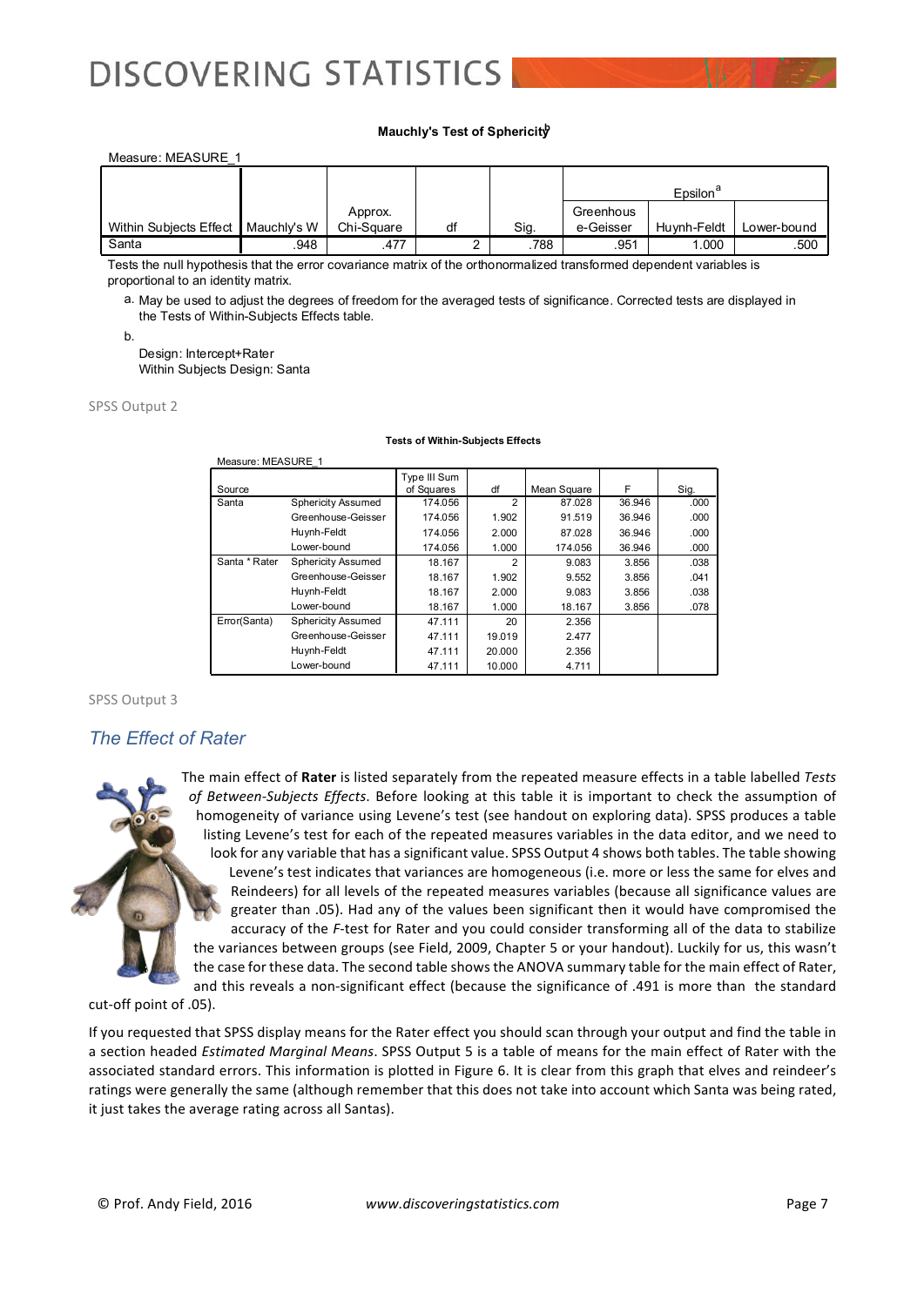**Mauchly's Test of Sphericity**[b]

Measure: MEASURE_1

| Within Subjects Effect | Mauchly's W | Approx. Chi-Square | df | Sig. | Epsilon[a] | | |
|---|---|---|---|---|---|---|---|
| | | | | | Greenhouse-Geisser | Huynh-Feldt | Lower-bound |
| Santa | .948 | .477 | 2 | .788 | .951 | 1.000 | .500 |

Tests the null hypothesis that the error covariance matrix of the orthonormalized transformed dependent variables is proportional to an identity matrix.

a. May be used to adjust the degrees of freedom for the averaged tests of significance. Corrected tests are displayed in the Tests of Within-Subjects Effects table.

b.
Design: Intercept+Rater
Within Subjects Design: Santa

SPSS Output 2

**Tests of Within-Subjects Effects**

Measure: MEASURE_1

| Source | | Type III Sum of Squares | df | Mean Square | F | Sig. |
|---|---|---|---|---|---|---|
| Santa | Sphericity Assumed | 174.056 | 2 | 87.028 | 36.946 | .000 |
| | Greenhouse-Geisser | 174.056 | 1.902 | 91.519 | 36.946 | .000 |
| | Huynh-Feldt | 174.056 | 2.000 | 87.028 | 36.946 | .000 |
| | Lower-bound | 174.056 | 1.000 | 174.056 | 36.946 | .000 |
| Santa * Rater | Sphericity Assumed | 18.167 | 2 | 9.083 | 3.856 | .038 |
| | Greenhouse-Geisser | 18.167 | 1.902 | 9.552 | 3.856 | .041 |
| | Huynh-Feldt | 18.167 | 2.000 | 9.083 | 3.856 | .038 |
| | Lower-bound | 18.167 | 1.000 | 18.167 | 3.856 | .078 |
| Error(Santa) | Sphericity Assumed | 47.111 | 20 | 2.356 | | |
| | Greenhouse-Geisser | 47.111 | 19.019 | 2.477 | | |
| | Huynh-Feldt | 47.111 | 20.000 | 2.356 | | |
| | Lower-bound | 47.111 | 10.000 | 4.711 | | |

SPSS Output 3

## *The Effect of Rater*

The main effect of **Rater** is listed separately from the repeated measure effects in a table labelled *Tests of Between-Subjects Effects*. Before looking at this table it is important to check the assumption of homogeneity of variance using Levene's test (see handout on exploring data). SPSS produces a table listing Levene's test for each of the repeated measures variables in the data editor, and we need to look for any variable that has a significant value. SPSS Output 4 shows both tables. The table showing Levene's test indicates that variances are homogeneous (i.e. more or less the same for elves and Reindeers) for all levels of the repeated measures variables (because all significance values are greater than .05). Had any of the values been significant then it would have compromised the accuracy of the *F*-test for Rater and you could consider transforming all of the data to stabilize the variances between groups (see Field, 2009, Chapter 5 or your handout). Luckily for us, this wasn't the case for these data. The second table shows the ANOVA summary table for the main effect of Rater, and this reveals a non-significant effect (because the significance of .491 is more than the standard cut-off point of .05).

If you requested that SPSS display means for the Rater effect you should scan through your output and find the table in a section headed *Estimated Marginal Means*. SPSS Output 5 is a table of means for the main effect of Rater with the associated standard errors. This information is plotted in Figure 6. It is clear from this graph that elves and reindeer's ratings were generally the same (although remember that this does not take into account which Santa was being rated, it just takes the average rating across all Santas).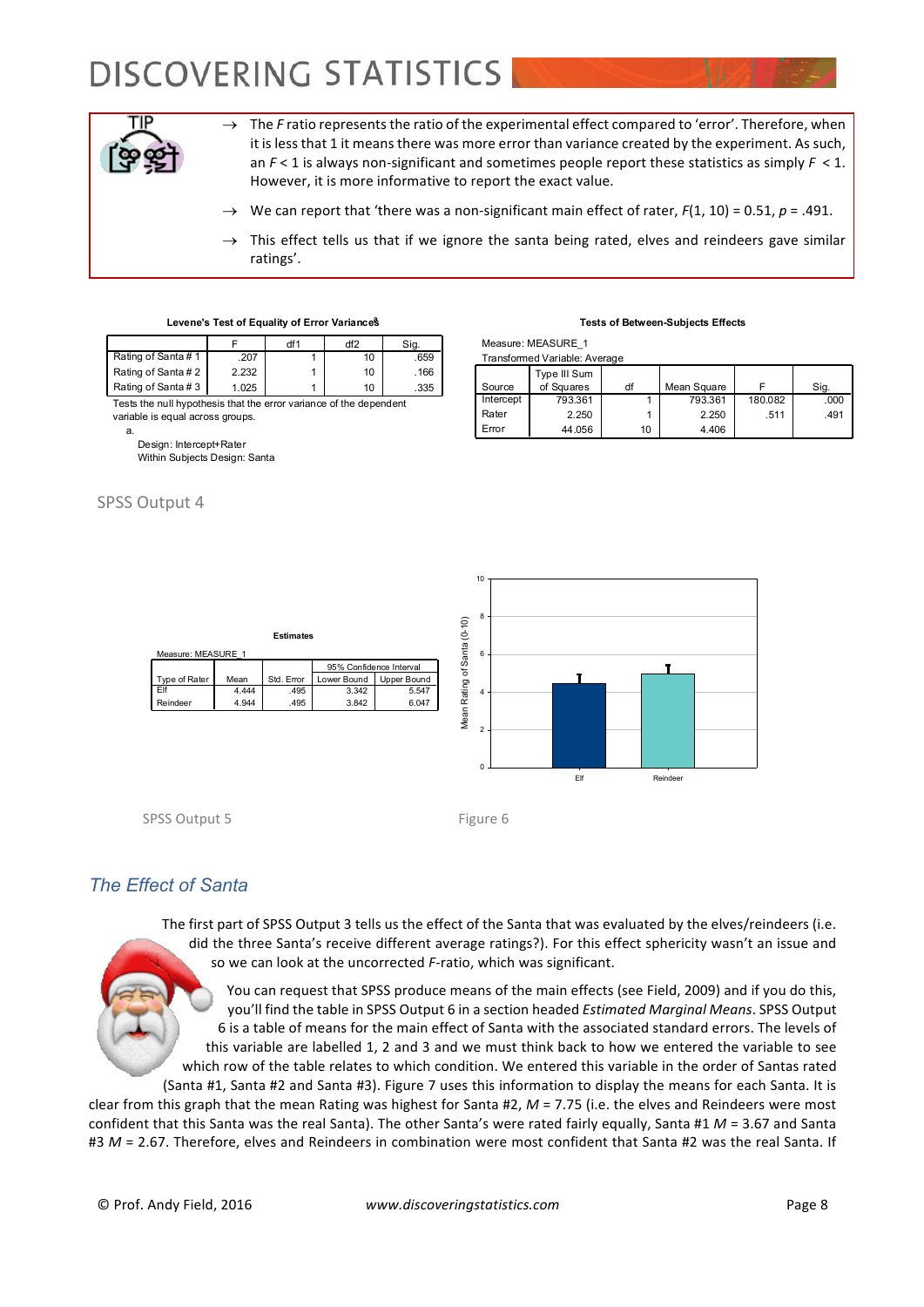> **TIP**
>
> → The *F* ratio represents the ratio of the experimental effect compared to 'error'. Therefore, when it is less that 1 it means there was more error than variance created by the experiment. As such, an $F < 1$ is always non-significant and sometimes people report these statistics as simply $F < 1$. However, it is more informative to report the exact value.
>
> → We can report that 'there was a non-significant main effect of rater, $F(1, 10) = 0.51$, $p = .491$.
>
> → This effect tells us that if we ignore the santa being rated, elves and reindeers gave similar ratings'.

**Levene's Test of Equality of Error Variances[a]**

| | F | df1 | df2 | Sig. |
|---|---|---|---|---|
| Rating of Santa # 1 | .207 | 1 | 10 | .659 |
| Rating of Santa # 2 | 2.232 | 1 | 10 | .166 |
| Rating of Santa # 3 | 1.025 | 1 | 10 | .335 |

Tests the null hypothesis that the error variance of the dependent variable is equal across groups.

a. Design: Intercept+Rater
Within Subjects Design: Santa

**Tests of Between-Subjects Effects**

Measure: MEASURE_1
Transformed Variable: Average

| Source | Type III Sum of Squares | df | Mean Square | F | Sig. |
|---|---|---|---|---|---|
| Intercept | 793.361 | 1 | 793.361 | 180.082 | .000 |
| Rater | 2.250 | 1 | 2.250 | .511 | .491 |
| Error | 44.056 | 10 | 4.406 | | |

SPSS Output 4

**Estimates**

Measure: MEASURE_1

| Type of Rater | Mean | Std. Error | 95% Confidence Interval | |
|---|---|---|---|---|
| | | | Lower Bound | Upper Bound |
| Elf | 4.444 | .495 | 3.342 | 5.547 |
| Reindeer | 4.944 | .495 | 3.842 | 6.047 |

SPSS Output 5

Figure 6

## The Effect of Santa

The first part of SPSS Output 3 tells us the effect of the Santa that was evaluated by the elves/reindeers (i.e. did the three Santa's receive different average ratings?). For this effect sphericity wasn't an issue and so we can look at the uncorrected *F*-ratio, which was significant.

You can request that SPSS produce means of the main effects (see Field, 2009) and if you do this, you'll find the table in SPSS Output 6 in a section headed *Estimated Marginal Means*. SPSS Output 6 is a table of means for the main effect of Santa with the associated standard errors. The levels of this variable are labelled 1, 2 and 3 and we must think back to how we entered the variable to see which row of the table relates to which condition. We entered this variable in the order of Santas rated (Santa #1, Santa #2 and Santa #3). Figure 7 uses this information to display the means for each Santa. It is clear from this graph that the mean Rating was highest for Santa #2, $M = 7.75$ (i.e. the elves and Reindeers were most confident that this Santa was the real Santa). The other Santa's were rated fairly equally, Santa #1 $M = 3.67$ and Santa #3 $M = 2.67$. Therefore, elves and Reindeers in combination were most confident that Santa #2 was the real Santa. If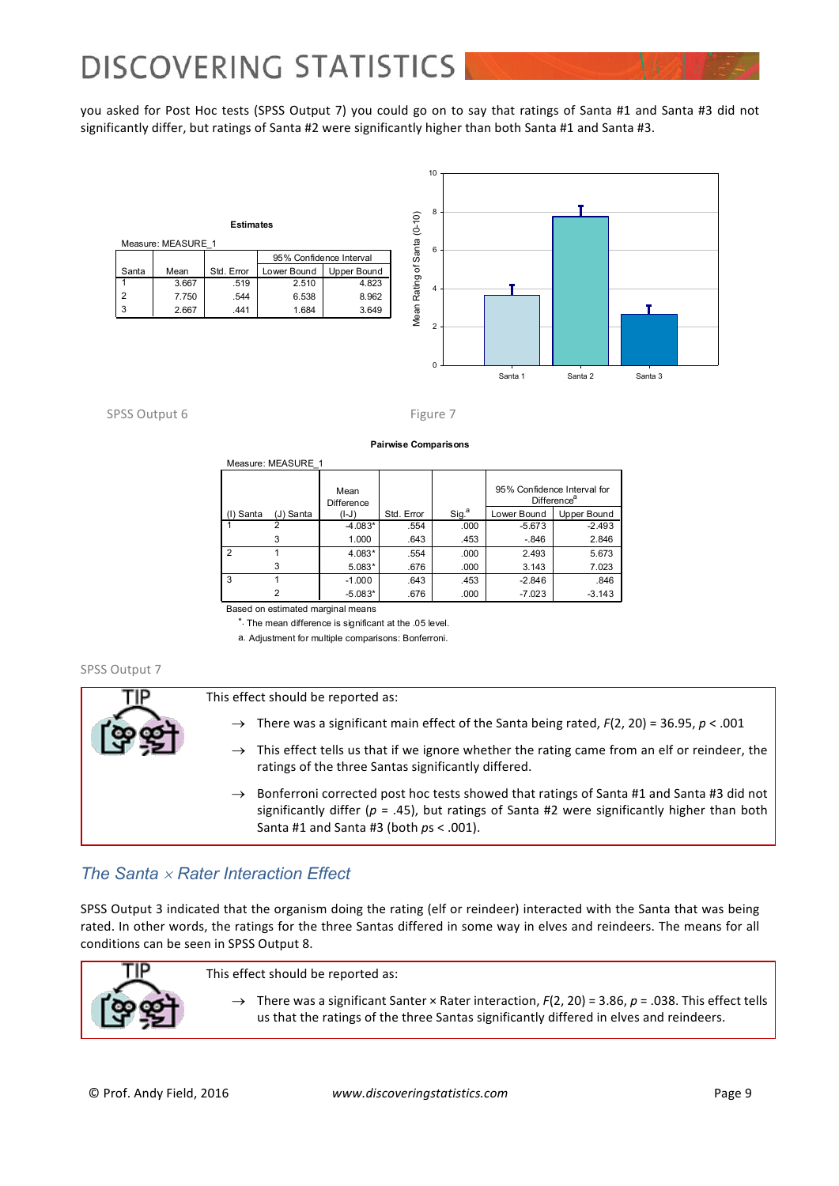you asked for Post Hoc tests (SPSS Output 7) you could go on to say that ratings of Santa #1 and Santa #3 did not significantly differ, but ratings of Santa #2 were significantly higher than both Santa #1 and Santa #3.

**Estimates**

Measure: MEASURE_1

| Santa | Mean | Std. Error | 95% Confidence Interval | |
|---|---|---|---|---|
| | | | Lower Bound | Upper Bound |
| 1 | 3.667 | .519 | 2.510 | 4.823 |
| 2 | 7.750 | .544 | 6.538 | 8.962 |
| 3 | 2.667 | .441 | 1.684 | 3.649 |

SPSS Output 6

Figure 7

**Pairwise Comparisons**

Measure: MEASURE_1

| (I) Santa | (J) Santa | Mean Difference (I-J) | Std. Error | Sig.[a] | 95% Confidence Interval for Difference[a] | |
|---|---|---|---|---|---|---|
| | | | | | Lower Bound | Upper Bound |
| 1 | 2 | -4.083* | .554 | .000 | -5.673 | -2.493 |
| | 3 | 1.000 | .643 | .453 | -.846 | 2.846 |
| 2 | 1 | 4.083* | .554 | .000 | 2.493 | 5.673 |
| | 3 | 5.083* | .676 | .000 | 3.143 | 7.023 |
| 3 | 1 | -1.000 | .643 | .453 | -2.846 | .846 |
| | 2 | -5.083* | .676 | .000 | -7.023 | -3.143 |

Based on estimated marginal means

*. The mean difference is significant at the .05 level.

a. Adjustment for multiple comparisons: Bonferroni.

SPSS Output 7

**TIP**

This effect should be reported as:

- → There was a significant main effect of the Santa being rated, $F(2, 20) = 36.95$, $p < .001$
- → This effect tells us that if we ignore whether the rating came from an elf or reindeer, the ratings of the three Santas significantly differed.
- → Bonferroni corrected post hoc tests showed that ratings of Santa #1 and Santa #3 did not significantly differ ($p = .45$), but ratings of Santa #2 were significantly higher than both Santa #1 and Santa #3 (both *ps* < .001).

## *The Santa × Rater Interaction Effect*

SPSS Output 3 indicated that the organism doing the rating (elf or reindeer) interacted with the Santa that was being rated. In other words, the ratings for the three Santas differed in some way in elves and reindeers. The means for all conditions can be seen in SPSS Output 8.

**TIP**

This effect should be reported as:

- → There was a significant Santer × Rater interaction, $F(2, 20) = 3.86$, $p = .038$. This effect tells us that the ratings of the three Santas significantly differed in elves and reindeers.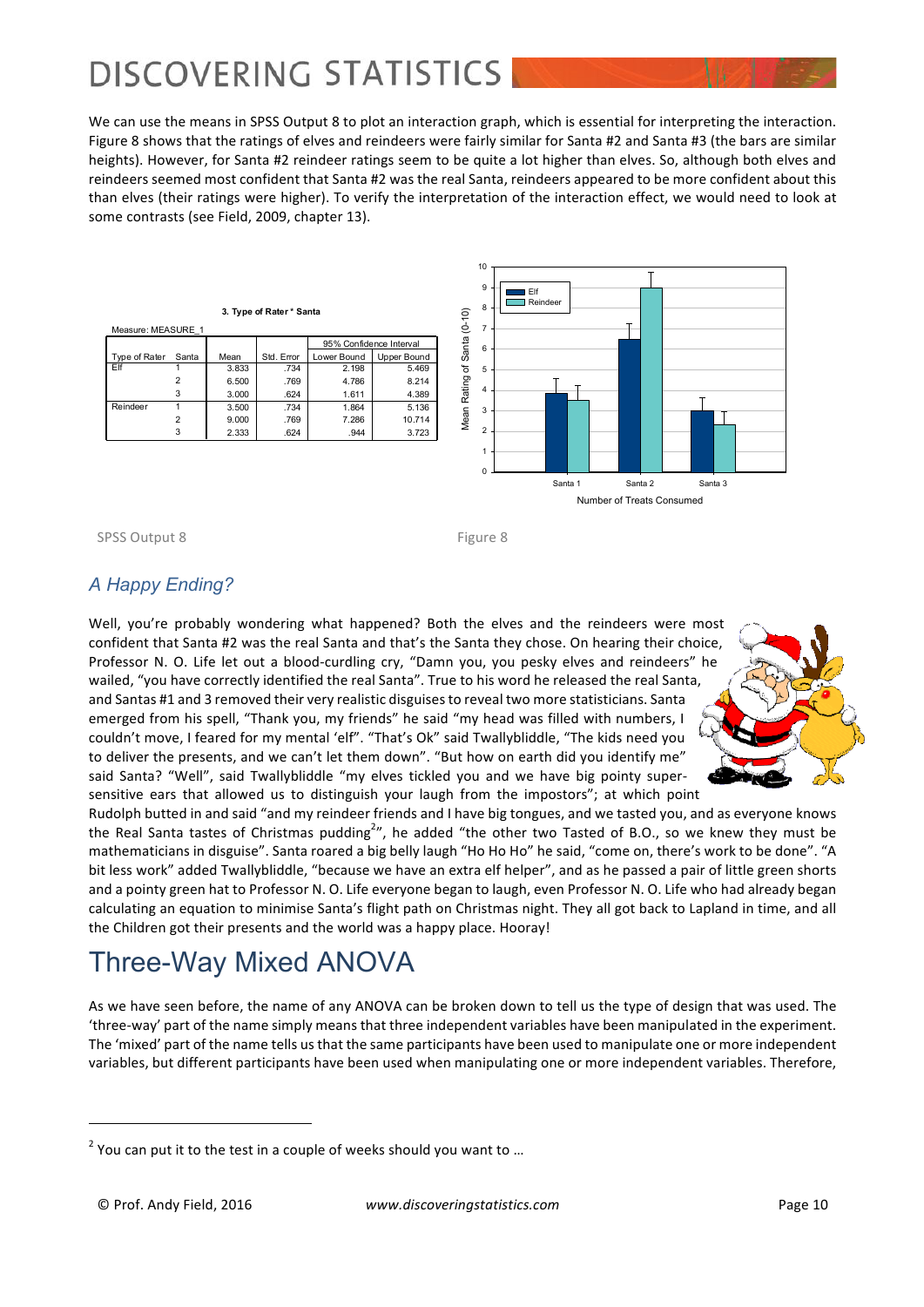We can use the means in SPSS Output 8 to plot an interaction graph, which is essential for interpreting the interaction. Figure 8 shows that the ratings of elves and reindeers were fairly similar for Santa #2 and Santa #3 (the bars are similar heights). However, for Santa #2 reindeer ratings seem to be quite a lot higher than elves. So, although both elves and reindeers seemed most confident that Santa #2 was the real Santa, reindeers appeared to be more confident about this than elves (their ratings were higher). To verify the interpretation of the interaction effect, we would need to look at some contrasts (see Field, 2009, chapter 13).

**3. Type of Rater * Santa**

Measure: MEASURE_1

| Type of Rater | Santa | Mean | Std. Error | 95% Confidence Interval | |
|---|---|---|---|---|---|
| | | | | Lower Bound | Upper Bound |
| Elf | 1 | 3.833 | .734 | 2.198 | 5.469 |
| | 2 | 6.500 | .769 | 4.786 | 8.214 |
| | 3 | 3.000 | .624 | 1.611 | 4.389 |
| Reindeer | 1 | 3.500 | .734 | 1.864 | 5.136 |
| | 2 | 9.000 | .769 | 7.286 | 10.714 |
| | 3 | 2.333 | .624 | .944 | 3.723 |

SPSS Output 8

Figure 8

## *A Happy Ending?*

Well, you're probably wondering what happened? Both the elves and the reindeers were most confident that Santa #2 was the real Santa and that's the Santa they chose. On hearing their choice, Professor N. O. Life let out a blood-curdling cry, "Damn you, you pesky elves and reindeers" he wailed, "you have correctly identified the real Santa". True to his word he released the real Santa, and Santas #1 and 3 removed their very realistic disguises to reveal two more statisticians. Santa emerged from his spell, "Thank you, my friends" he said "my head was filled with numbers, I couldn't move, I feared for my mental 'elf". "That's Ok" said Twallybliddle, "The kids need you to deliver the presents, and we can't let them down". "But how on earth did you identify me" said Santa? "Well", said Twallybliddle "my elves tickled you and we have big pointy super-sensitive ears that allowed us to distinguish your laugh from the impostors"; at which point Rudolph butted in and said "and my reindeer friends and I have big tongues, and we tasted you, and as everyone knows the Real Santa tastes of Christmas pudding[2]", he added "the other two Tasted of B.O., so we knew they must be mathematicians in disguise". Santa roared a big belly laugh "Ho Ho Ho" he said, "come on, there's work to be done". "A bit less work" added Twallybliddle, "because we have an extra elf helper", and as he passed a pair of little green shorts and a pointy green hat to Professor N. O. Life everyone began to laugh, even Professor N. O. Life who had already began calculating an equation to minimise Santa's flight path on Christmas night. They all got back to Lapland in time, and all the Children got their presents and the world was a happy place. Hooray!

# Three-Way Mixed ANOVA

As we have seen before, the name of any ANOVA can be broken down to tell us the type of design that was used. The 'three-way' part of the name simply means that three independent variables have been manipulated in the experiment. The 'mixed' part of the name tells us that the same participants have been used to manipulate one or more independent variables, but different participants have been used when manipulating one or more independent variables. Therefore,

[2] You can put it to the test in a couple of weeks should you want to …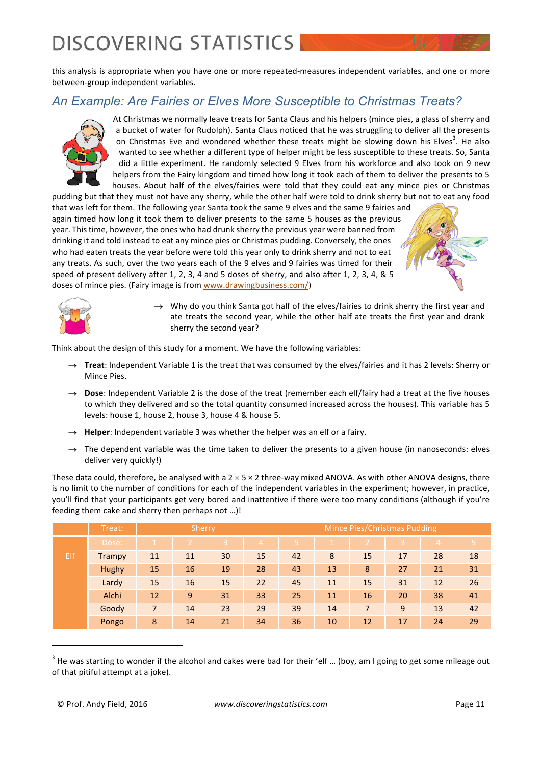this analysis is appropriate when you have one or more repeated-measures independent variables, and one or more between-group independent variables.

## An Example: Are Fairies or Elves More Susceptible to Christmas Treats?

At Christmas we normally leave treats for Santa Claus and his helpers (mince pies, a glass of sherry and a bucket of water for Rudolph). Santa Claus noticed that he was struggling to deliver all the presents on Christmas Eve and wondered whether these treats might be slowing down his Elves[3]. He also wanted to see whether a different type of helper might be less susceptible to these treats. So, Santa did a little experiment. He randomly selected 9 Elves from his workforce and also took on 9 new helpers from the Fairy kingdom and timed how long it took each of them to deliver the presents to 5 houses. About half of the elves/fairies were told that they could eat any mince pies or Christmas pudding but that they must not have any sherry, while the other half were told to drink sherry but not to eat any food that was left for them. The following year Santa took the same 9 elves and the same 9 fairies and again timed how long it took them to deliver presents to the same 5 houses as the previous year. This time, however, the ones who had drunk sherry the previous year were banned from drinking it and told instead to eat any mince pies or Christmas pudding. Conversely, the ones who had eaten treats the year before were told this year only to drink sherry and not to eat any treats. As such, over the two years each of the 9 elves and 9 fairies was timed for their speed of present delivery after 1, 2, 3, 4 and 5 doses of sherry, and also after 1, 2, 3, 4, & 5 doses of mince pies. (Fairy image is from www.drawingbusiness.com/)

→ Why do you think Santa got half of the elves/fairies to drink sherry the first year and ate treats the second year, while the other half ate treats the first year and drank sherry the second year?

Think about the design of this study for a moment. We have the following variables:

→ **Treat**: Independent Variable 1 is the treat that was consumed by the elves/fairies and it has 2 levels: Sherry or Mince Pies.

→ **Dose**: Independent Variable 2 is the dose of the treat (remember each elf/fairy had a treat at the five houses to which they delivered and so the total quantity consumed increased across the houses). This variable has 5 levels: house 1, house 2, house 3, house 4 & house 5.

→ **Helper**: Independent variable 3 was whether the helper was an elf or a fairy.

→ The dependent variable was the time taken to deliver the presents to a given house (in nanoseconds: elves deliver very quickly!)

These data could, therefore, be analysed with a 2 × 5 × 2 three-way mixed ANOVA. As with other ANOVA designs, there is no limit to the number of conditions for each of the independent variables in the experiment; however, in practice, you'll find that your participants get very bored and inattentive if there were too many conditions (although if you're feeding them cake and sherry then perhaps not …)!

| | Treat: | Sherry | | | | | Mince Pies/Christmas Pudding | | | | |
|---|---|---|---|---|---|---|---|---|---|---|---|
| | Dose: | 1 | 2 | 3 | 4 | 5 | 1 | 2 | 3 | 4 | 5 |
| Elf | Trampy | 11 | 11 | 30 | 15 | 42 | 8 | 15 | 17 | 28 | 18 |
| | Hughy | 15 | 16 | 19 | 28 | 43 | 13 | 8 | 27 | 21 | 31 |
| | Lardy | 15 | 16 | 15 | 22 | 45 | 11 | 15 | 31 | 12 | 26 |
| | Alchi | 12 | 9 | 31 | 33 | 25 | 11 | 16 | 20 | 38 | 41 |
| | Goody | 7 | 14 | 23 | 29 | 39 | 14 | 7 | 9 | 13 | 42 |
| | Pongo | 8 | 14 | 21 | 34 | 36 | 10 | 12 | 17 | 24 | 29 |

[3] He was starting to wonder if the alcohol and cakes were bad for their 'elf … (boy, am I going to get some mileage out of that pitiful attempt at a joke).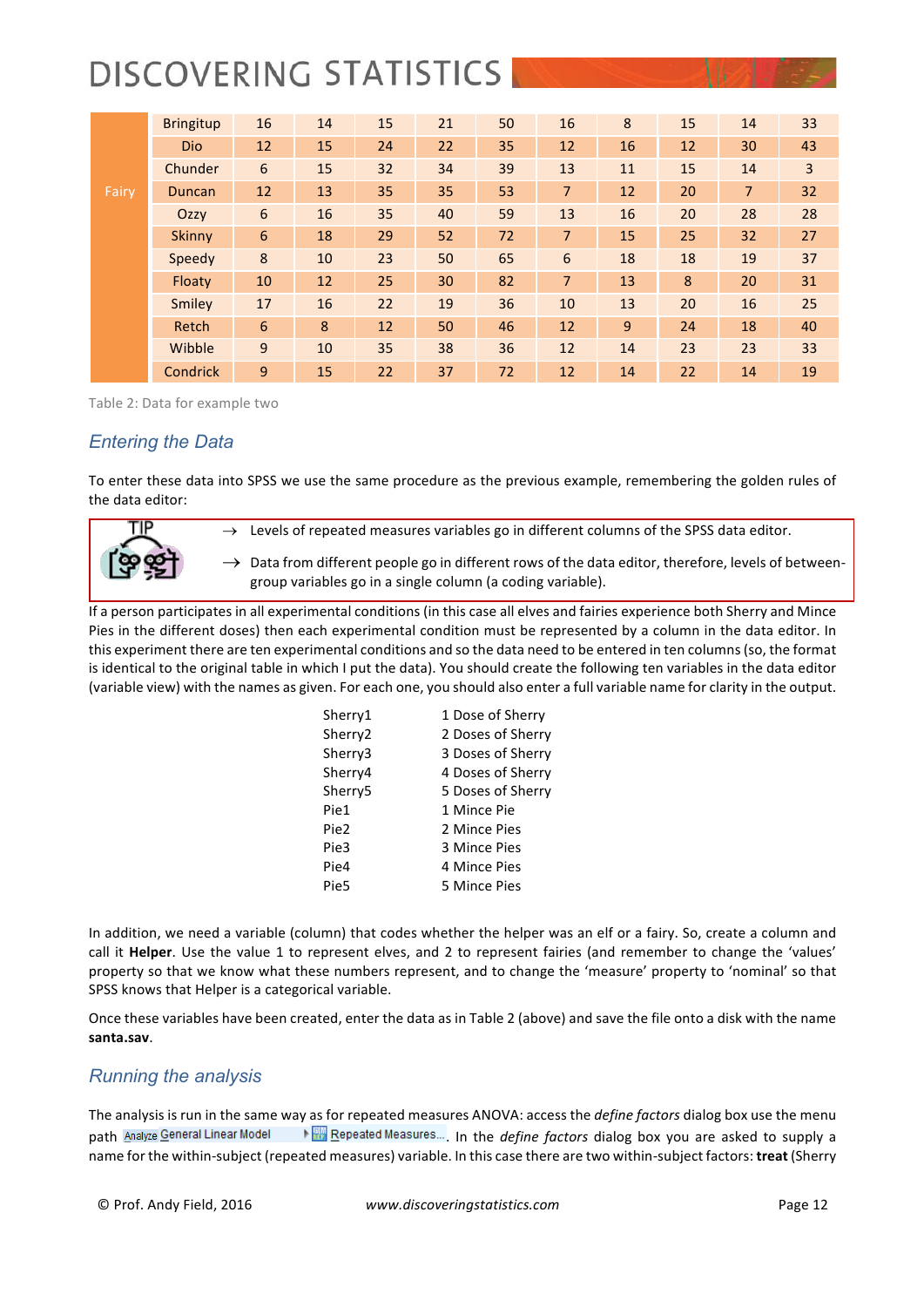| | | | | | | | | | | | |
|---|---|---|---|---|---|---|---|---|---|---|---|
| Fairy | Bringitup | 16 | 14 | 15 | 21 | 50 | 16 | 8 | 15 | 14 | 33 |
| | Dio | 12 | 15 | 24 | 22 | 35 | 12 | 16 | 12 | 30 | 43 |
| | Chunder | 6 | 15 | 32 | 34 | 39 | 13 | 11 | 15 | 14 | 3 |
| | Duncan | 12 | 13 | 35 | 35 | 53 | 7 | 12 | 20 | 7 | 32 |
| | Ozzy | 6 | 16 | 35 | 40 | 59 | 13 | 16 | 20 | 28 | 28 |
| | Skinny | 6 | 18 | 29 | 52 | 72 | 7 | 15 | 25 | 32 | 27 |
| | Speedy | 8 | 10 | 23 | 50 | 65 | 6 | 18 | 18 | 19 | 37 |
| | Floaty | 10 | 12 | 25 | 30 | 82 | 7 | 13 | 8 | 20 | 31 |
| | Smiley | 17 | 16 | 22 | 19 | 36 | 10 | 13 | 20 | 16 | 25 |
| | Retch | 6 | 8 | 12 | 50 | 46 | 12 | 9 | 24 | 18 | 40 |
| | Wibble | 9 | 10 | 35 | 38 | 36 | 12 | 14 | 23 | 23 | 33 |
| | Condrick | 9 | 15 | 22 | 37 | 72 | 12 | 14 | 22 | 14 | 19 |

Table 2: Data for example two

## Entering the Data

To enter these data into SPSS we use the same procedure as the previous example, remembering the golden rules of the data editor:

TIP

→ Levels of repeated measures variables go in different columns of the SPSS data editor.

→ Data from different people go in different rows of the data editor, therefore, levels of between-group variables go in a single column (a coding variable).

If a person participates in all experimental conditions (in this case all elves and fairies experience both Sherry and Mince Pies in the different doses) then each experimental condition must be represented by a column in the data editor. In this experiment there are ten experimental conditions and so the data need to be entered in ten columns (so, the format is identical to the original table in which I put the data). You should create the following ten variables in the data editor (variable view) with the names as given. For each one, you should also enter a full variable name for clarity in the output.

| | |
|---|---|
| Sherry1 | 1 Dose of Sherry |
| Sherry2 | 2 Doses of Sherry |
| Sherry3 | 3 Doses of Sherry |
| Sherry4 | 4 Doses of Sherry |
| Sherry5 | 5 Doses of Sherry |
| Pie1 | 1 Mince Pie |
| Pie2 | 2 Mince Pies |
| Pie3 | 3 Mince Pies |
| Pie4 | 4 Mince Pies |
| Pie5 | 5 Mince Pies |

In addition, we need a variable (column) that codes whether the helper was an elf or a fairy. So, create a column and call it **Helper**. Use the value 1 to represent elves, and 2 to represent fairies (and remember to change the 'values' property so that we know what these numbers represent, and to change the 'measure' property to 'nominal' so that SPSS knows that Helper is a categorical variable.

Once these variables have been created, enter the data as in Table 2 (above) and save the file onto a disk with the name **santa.sav**.

## Running the analysis

The analysis is run in the same way as for repeated measures ANOVA: access the *define factors* dialog box use the menu path Analyze General Linear Model ▸ Repeated Measures... . In the *define factors* dialog box you are asked to supply a name for the within-subject (repeated measures) variable. In this case there are two within-subject factors: **treat** (Sherry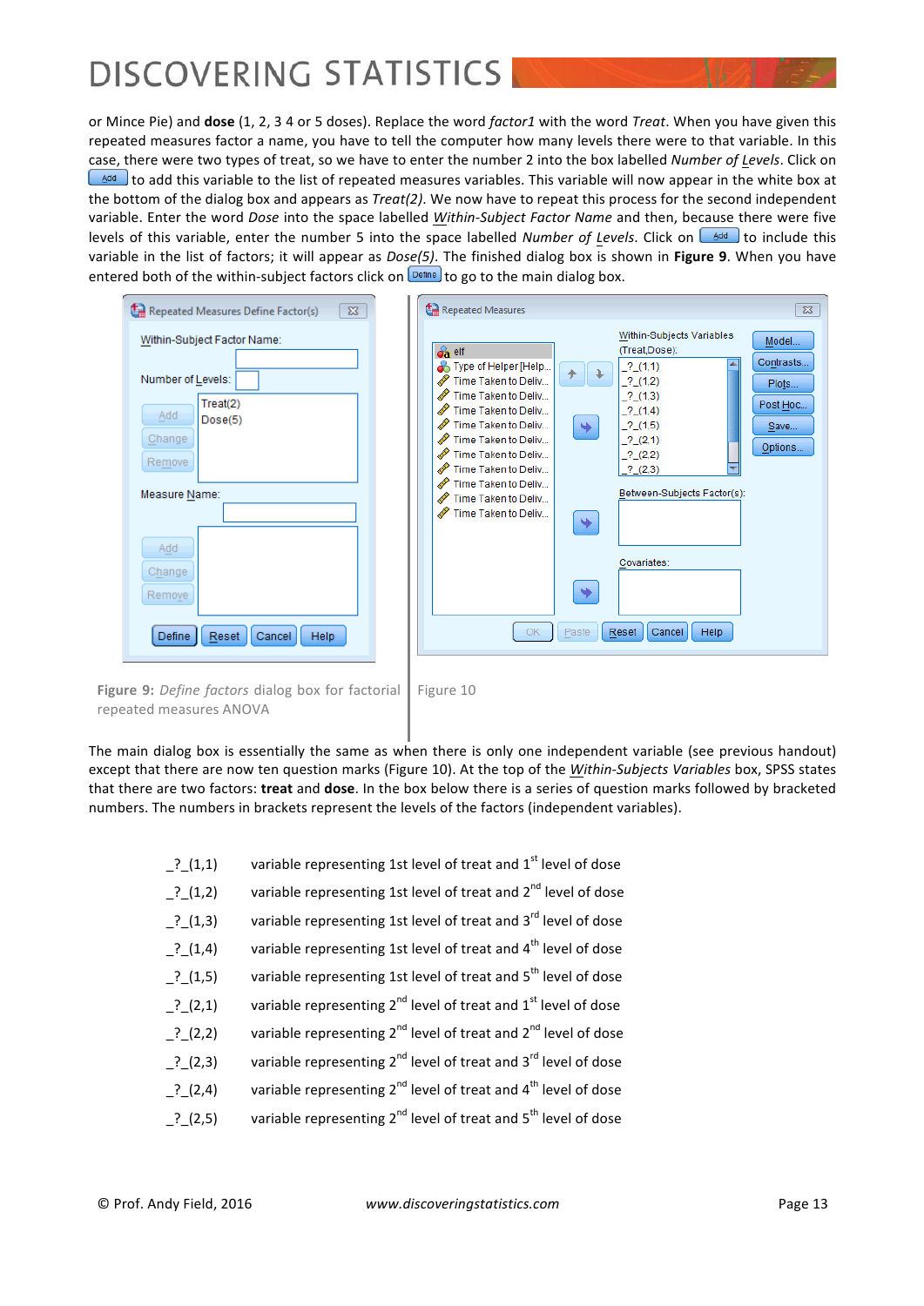or Mince Pie) and **dose** (1, 2, 3 4 or 5 doses). Replace the word *factor1* with the word *Treat*. When you have given this repeated measures factor a name, you have to tell the computer how many levels there were to that variable. In this case, there were two types of treat, so we have to enter the number 2 into the box labelled *Number of Levels*. Click on Add to add this variable to the list of repeated measures variables. This variable will now appear in the white box at the bottom of the dialog box and appears as *Treat(2)*. We now have to repeat this process for the second independent variable. Enter the word *Dose* into the space labelled *Within-Subject Factor Name* and then, because there were five levels of this variable, enter the number 5 into the space labelled *Number of Levels*. Click on Add to include this variable in the list of factors; it will appear as *Dose(5)*. The finished dialog box is shown in **Figure 9**. When you have entered both of the within-subject factors click on Define to go to the main dialog box.

**Figure 9:** *Define factors* dialog box for factorial repeated measures ANOVA

Figure 10

The main dialog box is essentially the same as when there is only one independent variable (see previous handout) except that there are now ten question marks (Figure 10). At the top of the *Within-Subjects Variables* box, SPSS states that there are two factors: **treat** and **dose**. In the box below there is a series of question marks followed by bracketed numbers. The numbers in brackets represent the levels of the factors (independent variables).

| | |
|---|---|
| _?_(1,1) | variable representing 1st level of treat and 1st level of dose |
| _?_(1,2) | variable representing 1st level of treat and 2nd level of dose |
| _?_(1,3) | variable representing 1st level of treat and 3rd level of dose |
| _?_(1,4) | variable representing 1st level of treat and 4th level of dose |
| _?_(1,5) | variable representing 1st level of treat and 5th level of dose |
| _?_(2,1) | variable representing 2nd level of treat and 1st level of dose |
| _?_(2,2) | variable representing 2nd level of treat and 2nd level of dose |
| _?_(2,3) | variable representing 2nd level of treat and 3rd level of dose |
| _?_(2,4) | variable representing 2nd level of treat and 4th level of dose |
| _?_(2,5) | variable representing 2nd level of treat and 5th level of dose |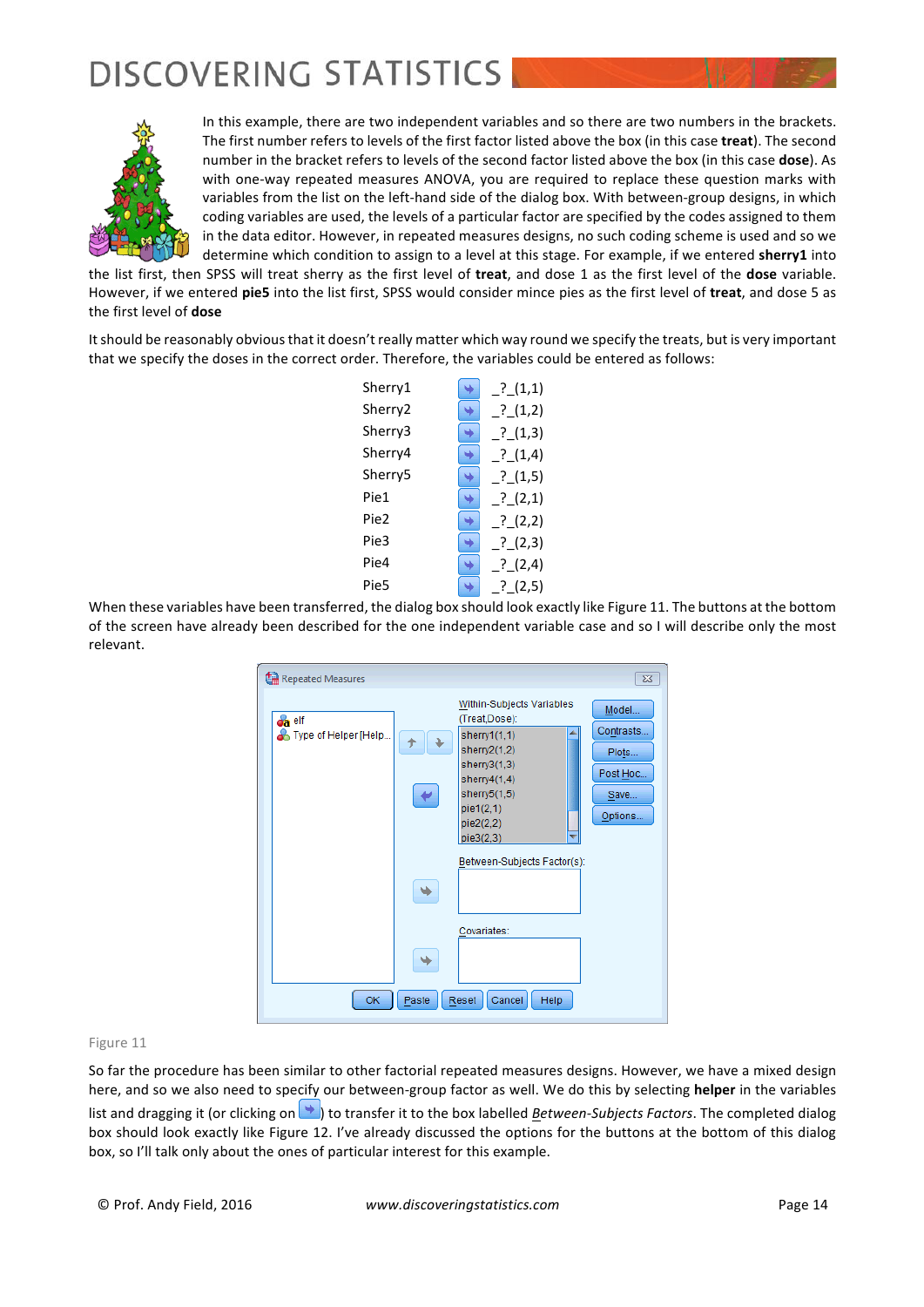In this example, there are two independent variables and so there are two numbers in the brackets. The first number refers to levels of the first factor listed above the box (in this case **treat**). The second number in the bracket refers to levels of the second factor listed above the box (in this case **dose**). As with one-way repeated measures ANOVA, you are required to replace these question marks with variables from the list on the left-hand side of the dialog box. With between-group designs, in which coding variables are used, the levels of a particular factor are specified by the codes assigned to them in the data editor. However, in repeated measures designs, no such coding scheme is used and so we determine which condition to assign to a level at this stage. For example, if we entered **sherry1** into the list first, then SPSS will treat sherry as the first level of **treat**, and dose 1 as the first level of the **dose** variable. However, if we entered **pie5** into the list first, SPSS would consider mince pies as the first level of **treat**, and dose 5 as the first level of **dose**

It should be reasonably obvious that it doesn't really matter which way round we specify the treats, but is very important that we specify the doses in the correct order. Therefore, the variables could be entered as follows:

| | | |
|---|---|---|
| Sherry1 | → | _?_(1,1) |
| Sherry2 | → | _?_(1,2) |
| Sherry3 | → | _?_(1,3) |
| Sherry4 | → | _?_(1,4) |
| Sherry5 | → | _?_(1,5) |
| Pie1 | → | _?_(2,1) |
| Pie2 | → | _?_(2,2) |
| Pie3 | → | _?_(2,3) |
| Pie4 | → | _?_(2,4) |
| Pie5 | → | _?_(2,5) |

When these variables have been transferred, the dialog box should look exactly like Figure 11. The buttons at the bottom of the screen have already been described for the one independent variable case and so I will describe only the most relevant.

Figure 11

So far the procedure has been similar to other factorial repeated measures designs. However, we have a mixed design here, and so we also need to specify our between-group factor as well. We do this by selecting **helper** in the variables list and dragging it (or clicking on →) to transfer it to the box labelled *Between-Subjects Factors*. The completed dialog box should look exactly like Figure 12. I've already discussed the options for the buttons at the bottom of this dialog box, so I'll talk only about the ones of particular interest for this example.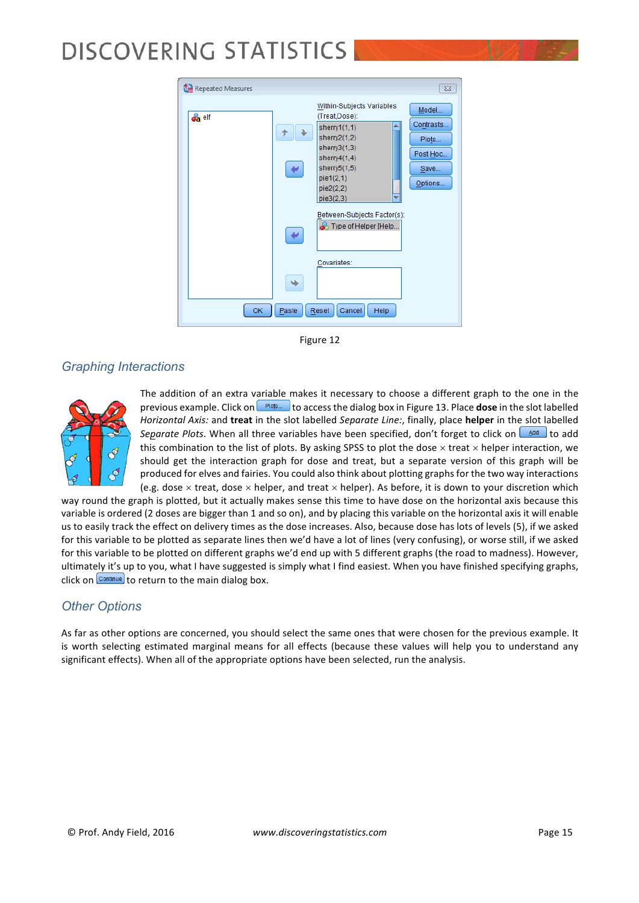Figure 12

## Graphing Interactions

The addition of an extra variable makes it necessary to choose a different graph to the one in the previous example. Click on Plots... to access the dialog box in Figure 13. Place **dose** in the slot labelled *Horizontal Axis:* and **treat** in the slot labelled *Separate Line:*, finally, place **helper** in the slot labelled *Separate Plots*. When all three variables have been specified, don't forget to click on Add to add this combination to the list of plots. By asking SPSS to plot the dose × treat × helper interaction, we should get the interaction graph for dose and treat, but a separate version of this graph will be produced for elves and fairies. You could also think about plotting graphs for the two way interactions (e.g. dose × treat, dose × helper, and treat × helper). As before, it is down to your discretion which way round the graph is plotted, but it actually makes sense this time to have dose on the horizontal axis because this variable is ordered (2 doses are bigger than 1 and so on), and by placing this variable on the horizontal axis it will enable us to easily track the effect on delivery times as the dose increases. Also, because dose has lots of levels (5), if we asked for this variable to be plotted as separate lines then we'd have a lot of lines (very confusing), or worse still, if we asked for this variable to be plotted on different graphs we'd end up with 5 different graphs (the road to madness). However, ultimately it's up to you, what I have suggested is simply what I find easiest. When you have finished specifying graphs, click on Continue to return to the main dialog box.

## Other Options

As far as other options are concerned, you should select the same ones that were chosen for the previous example. It is worth selecting estimated marginal means for all effects (because these values will help you to understand any significant effects). When all of the appropriate options have been selected, run the analysis.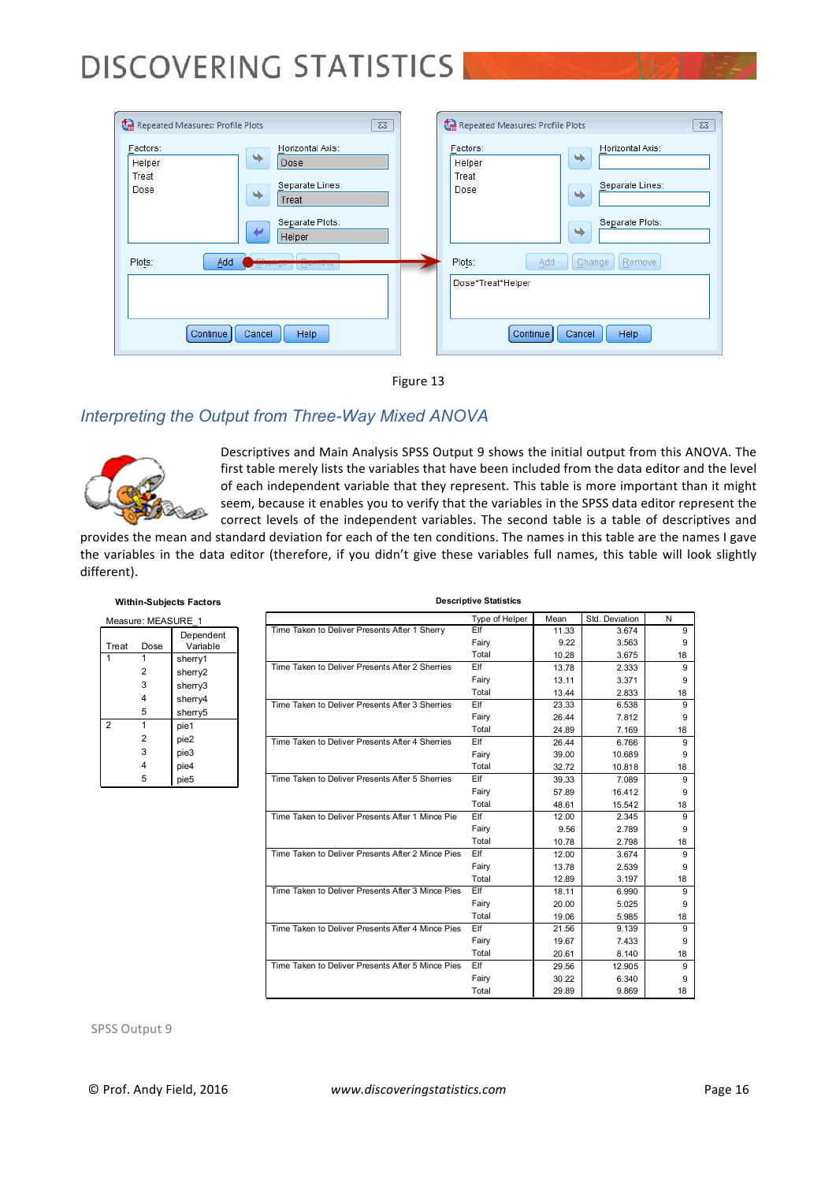Figure 13

## Interpreting the Output from Three-Way Mixed ANOVA

Descriptives and Main Analysis SPSS Output 9 shows the initial output from this ANOVA. The first table merely lists the variables that have been included from the data editor and the level of each independent variable that they represent. This table is more important than it might seem, because it enables you to verify that the variables in the SPSS data editor represent the correct levels of the independent variables. The second table is a table of descriptives and provides the mean and standard deviation for each of the ten conditions. The names in this table are the names I gave the variables in the data editor (therefore, if you didn't give these variables full names, this table will look slightly different).

**Within-Subjects Factors**

Measure: MEASURE_1

| Treat | Dose | Dependent Variable |
|---|---|---|
| 1 | 1 | sherry1 |
| | 2 | sherry2 |
| | 3 | sherry3 |
| | 4 | sherry4 |
| | 5 | sherry5 |
| 2 | 1 | pie1 |
| | 2 | pie2 |
| | 3 | pie3 |
| | 4 | pie4 |
| | 5 | pie5 |

**Descriptive Statistics**

| | Type of Helper | Mean | Std. Deviation | N |
|---|---|---|---|---|
| Time Taken to Deliver Presents After 1 Sherry | Elf | 11.33 | 3.674 | 9 |
| | Fairy | 9.22 | 3.563 | 9 |
| | Total | 10.28 | 3.675 | 18 |
| Time Taken to Deliver Presents After 2 Sherries | Elf | 13.78 | 2.333 | 9 |
| | Fairy | 13.11 | 3.371 | 9 |
| | Total | 13.44 | 2.833 | 18 |
| Time Taken to Deliver Presents After 3 Sherries | Elf | 23.33 | 6.538 | 9 |
| | Fairy | 26.44 | 7.812 | 9 |
| | Total | 24.89 | 7.169 | 18 |
| Time Taken to Deliver Presents After 4 Sherries | Elf | 26.44 | 6.766 | 9 |
| | Fairy | 39.00 | 10.689 | 9 |
| | Total | 32.72 | 10.818 | 18 |
| Time Taken to Deliver Presents After 5 Sherries | Elf | 39.33 | 7.089 | 9 |
| | Fairy | 57.89 | 16.412 | 9 |
| | Total | 48.61 | 15.542 | 18 |
| Time Taken to Deliver Presents After 1 Mince Pie | Elf | 12.00 | 2.345 | 9 |
| | Fairy | 9.56 | 2.789 | 9 |
| | Total | 10.78 | 2.798 | 18 |
| Time Taken to Deliver Presents After 2 Mince Pies | Elf | 12.00 | 3.674 | 9 |
| | Fairy | 13.78 | 2.539 | 9 |
| | Total | 12.89 | 3.197 | 18 |
| Time Taken to Deliver Presents After 3 Mince Pies | Elf | 18.11 | 6.990 | 9 |
| | Fairy | 20.00 | 5.025 | 9 |
| | Total | 19.06 | 5.985 | 18 |
| Time Taken to Deliver Presents After 4 Mince Pies | Elf | 21.56 | 9.139 | 9 |
| | Fairy | 19.67 | 7.433 | 9 |
| | Total | 20.61 | 8.140 | 18 |
| Time Taken to Deliver Presents After 5 Mince Pies | Elf | 29.56 | 12.905 | 9 |
| | Fairy | 30.22 | 6.340 | 9 |
| | Total | 29.89 | 9.869 | 18 |

SPSS Output 9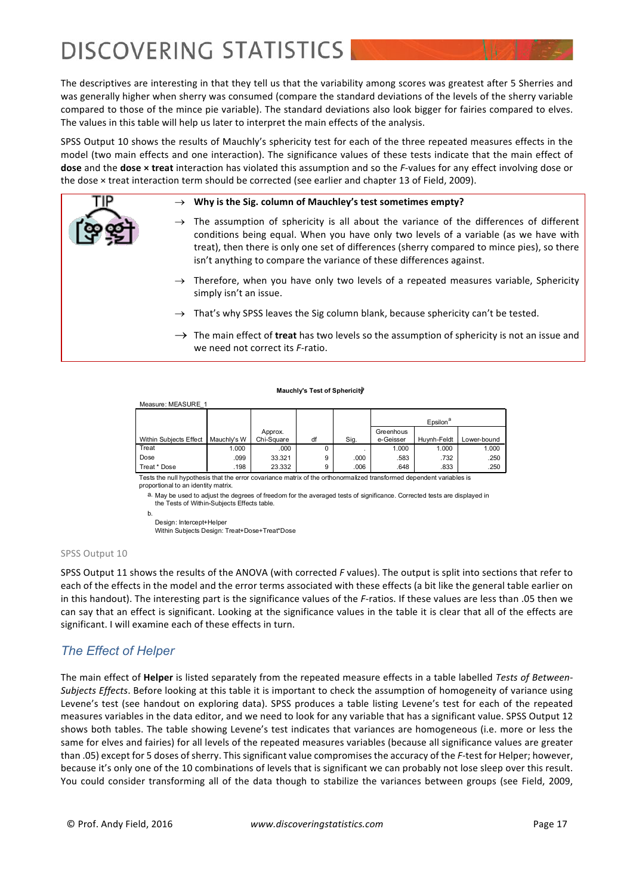The descriptives are interesting in that they tell us that the variability among scores was greatest after 5 Sherries and was generally higher when sherry was consumed (compare the standard deviations of the levels of the sherry variable compared to those of the mince pie variable). The standard deviations also look bigger for fairies compared to elves. The values in this table will help us later to interpret the main effects of the analysis.

SPSS Output 10 shows the results of Mauchly's sphericity test for each of the three repeated measures effects in the model (two main effects and one interaction). The significance values of these tests indicate that the main effect of **dose** and the **dose × treat** interaction has violated this assumption and so the *F*-values for any effect involving dose or the dose × treat interaction term should be corrected (see earlier and chapter 13 of Field, 2009).

> TIP
>
> → **Why is the Sig. column of Mauchley's test sometimes empty?**
>
> → The assumption of sphericity is all about the variance of the differences of different conditions being equal. When you have only two levels of a variable (as we have with treat), then there is only one set of differences (sherry compared to mince pies), so there isn't anything to compare the variance of these differences against.
>
> → Therefore, when you have only two levels of a repeated measures variable, Sphericity simply isn't an issue.
>
> → That's why SPSS leaves the Sig column blank, because sphericity can't be tested.
>
> → The main effect of **treat** has two levels so the assumption of sphericity is not an issue and we need not correct its *F*-ratio.

**Mauchly's Test of Sphericity**[b]

Measure: MEASURE_1

| Within Subjects Effect | Mauchly's W | Approx. Chi-Square | df | Sig. | Epsilon[a] Greenhouse-Geisser | Huynh-Feldt | Lower-bound |
|---|---|---|---|---|---|---|---|
| Treat | 1.000 | .000 | 0 | . | 1.000 | 1.000 | 1.000 |
| Dose | .099 | 33.321 | 9 | .000 | .583 | .732 | .250 |
| Treat * Dose | .198 | 23.332 | 9 | .006 | .648 | .833 | .250 |

Tests the null hypothesis that the error covariance matrix of the orthonormalized transformed dependent variables is proportional to an identity matrix.

a. May be used to adjust the degrees of freedom for the averaged tests of significance. Corrected tests are displayed in the Tests of Within-Subjects Effects table.

b.
Design: Intercept+Helper
Within Subjects Design: Treat+Dose+Treat*Dose

SPSS Output 10

SPSS Output 11 shows the results of the ANOVA (with corrected *F* values). The output is split into sections that refer to each of the effects in the model and the error terms associated with these effects (a bit like the general table earlier on in this handout). The interesting part is the significance values of the *F*-ratios. If these values are less than .05 then we can say that an effect is significant. Looking at the significance values in the table it is clear that all of the effects are significant. I will examine each of these effects in turn.

## *The Effect of Helper*

The main effect of **Helper** is listed separately from the repeated measure effects in a table labelled *Tests of Between-Subjects Effects*. Before looking at this table it is important to check the assumption of homogeneity of variance using Levene's test (see handout on exploring data). SPSS produces a table listing Levene's test for each of the repeated measures variables in the data editor, and we need to look for any variable that has a significant value. SPSS Output 12 shows both tables. The table showing Levene's test indicates that variances are homogeneous (i.e. more or less the same for elves and fairies) for all levels of the repeated measures variables (because all significance values are greater than .05) except for 5 doses of sherry. This significant value compromises the accuracy of the *F*-test for Helper; however, because it's only one of the 10 combinations of levels that is significant we can probably not lose sleep over this result. You could consider transforming all of the data though to stabilize the variances between groups (see Field, 2009,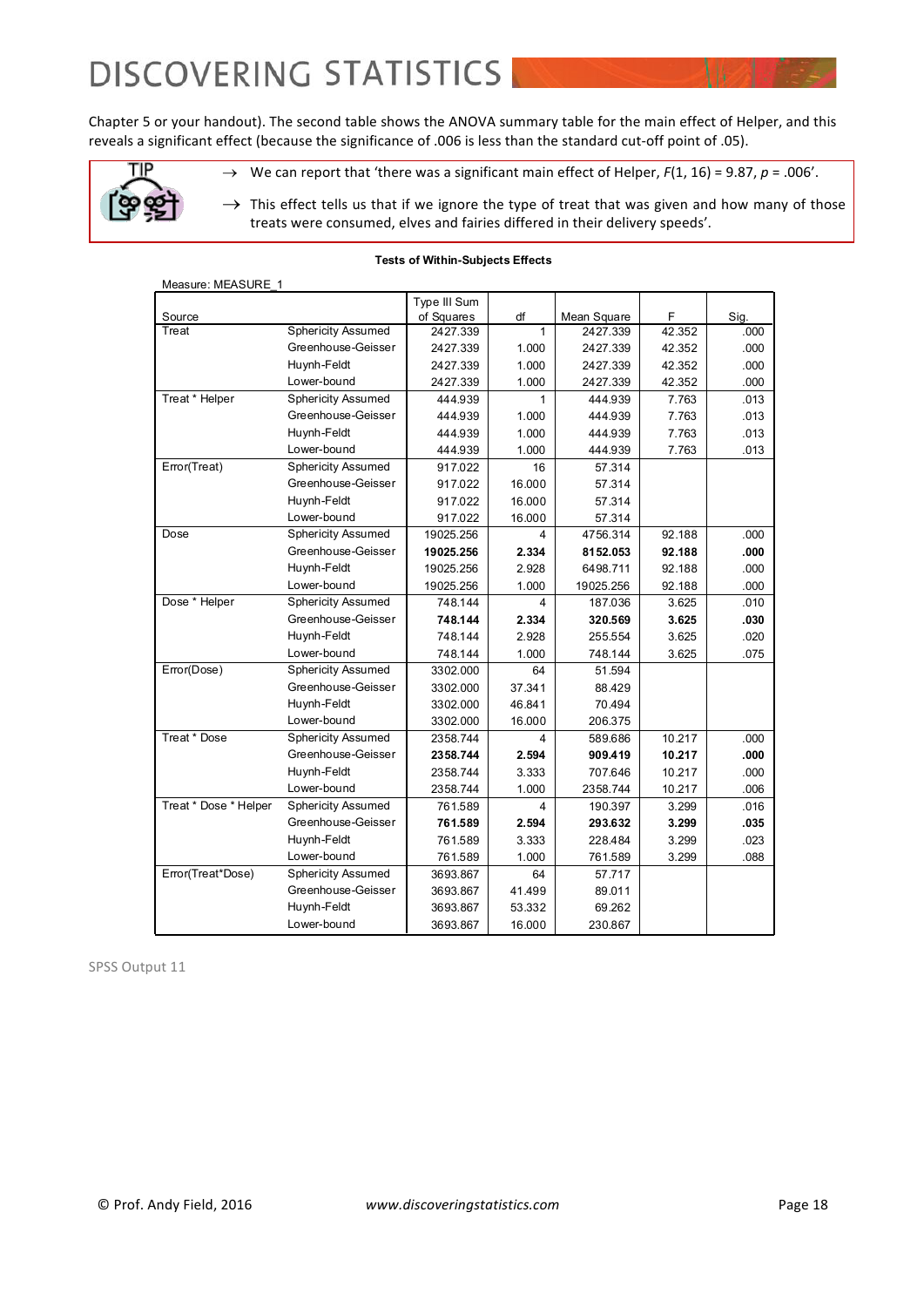Chapter 5 or your handout). The second table shows the ANOVA summary table for the main effect of Helper, and this reveals a significant effect (because the significance of .006 is less than the standard cut-off point of .05).

> TIP
>
> → We can report that 'there was a significant main effect of Helper, $F(1, 16) = 9.87$, $p = .006$'.
>
> → This effect tells us that if we ignore the type of treat that was given and how many of those treats were consumed, elves and fairies differed in their delivery speeds'.

**Tests of Within-Subjects Effects**

Measure: MEASURE_1

| Source | | Type III Sum of Squares | df | Mean Square | F | Sig. |
|---|---|---|---|---|---|---|
| Treat | Sphericity Assumed | 2427.339 | 1 | 2427.339 | 42.352 | .000 |
| | Greenhouse-Geisser | 2427.339 | 1.000 | 2427.339 | 42.352 | .000 |
| | Huynh-Feldt | 2427.339 | 1.000 | 2427.339 | 42.352 | .000 |
| | Lower-bound | 2427.339 | 1.000 | 2427.339 | 42.352 | .000 |
| Treat * Helper | Sphericity Assumed | 444.939 | 1 | 444.939 | 7.763 | .013 |
| | Greenhouse-Geisser | 444.939 | 1.000 | 444.939 | 7.763 | .013 |
| | Huynh-Feldt | 444.939 | 1.000 | 444.939 | 7.763 | .013 |
| | Lower-bound | 444.939 | 1.000 | 444.939 | 7.763 | .013 |
| Error(Treat) | Sphericity Assumed | 917.022 | 16 | 57.314 | | |
| | Greenhouse-Geisser | 917.022 | 16.000 | 57.314 | | |
| | Huynh-Feldt | 917.022 | 16.000 | 57.314 | | |
| | Lower-bound | 917.022 | 16.000 | 57.314 | | |
| Dose | Sphericity Assumed | 19025.256 | 4 | 4756.314 | 92.188 | .000 |
| | Greenhouse-Geisser | **19025.256** | **2.334** | **8152.053** | **92.188** | **.000** |
| | Huynh-Feldt | 19025.256 | 2.928 | 6498.711 | 92.188 | .000 |
| | Lower-bound | 19025.256 | 1.000 | 19025.256 | 92.188 | .000 |
| Dose * Helper | Sphericity Assumed | 748.144 | 4 | 187.036 | 3.625 | .010 |
| | Greenhouse-Geisser | **748.144** | **2.334** | **320.569** | **3.625** | **.030** |
| | Huynh-Feldt | 748.144 | 2.928 | 255.554 | 3.625 | .020 |
| | Lower-bound | 748.144 | 1.000 | 748.144 | 3.625 | .075 |
| Error(Dose) | Sphericity Assumed | 3302.000 | 64 | 51.594 | | |
| | Greenhouse-Geisser | 3302.000 | 37.341 | 88.429 | | |
| | Huynh-Feldt | 3302.000 | 46.841 | 70.494 | | |
| | Lower-bound | 3302.000 | 16.000 | 206.375 | | |
| Treat * Dose | Sphericity Assumed | 2358.744 | 4 | 589.686 | 10.217 | .000 |
| | Greenhouse-Geisser | **2358.744** | **2.594** | **909.419** | **10.217** | **.000** |
| | Huynh-Feldt | 2358.744 | 3.333 | 707.646 | 10.217 | .000 |
| | Lower-bound | 2358.744 | 1.000 | 2358.744 | 10.217 | .006 |
| Treat * Dose * Helper | Sphericity Assumed | 761.589 | 4 | 190.397 | 3.299 | .016 |
| | Greenhouse-Geisser | **761.589** | **2.594** | **293.632** | **3.299** | **.035** |
| | Huynh-Feldt | 761.589 | 3.333 | 228.484 | 3.299 | .023 |
| | Lower-bound | 761.589 | 1.000 | 761.589 | 3.299 | .088 |
| Error(Treat*Dose) | Sphericity Assumed | 3693.867 | 64 | 57.717 | | |
| | Greenhouse-Geisser | 3693.867 | 41.499 | 89.011 | | |
| | Huynh-Feldt | 3693.867 | 53.332 | 69.262 | | |
| | Lower-bound | 3693.867 | 16.000 | 230.867 | | |

SPSS Output 11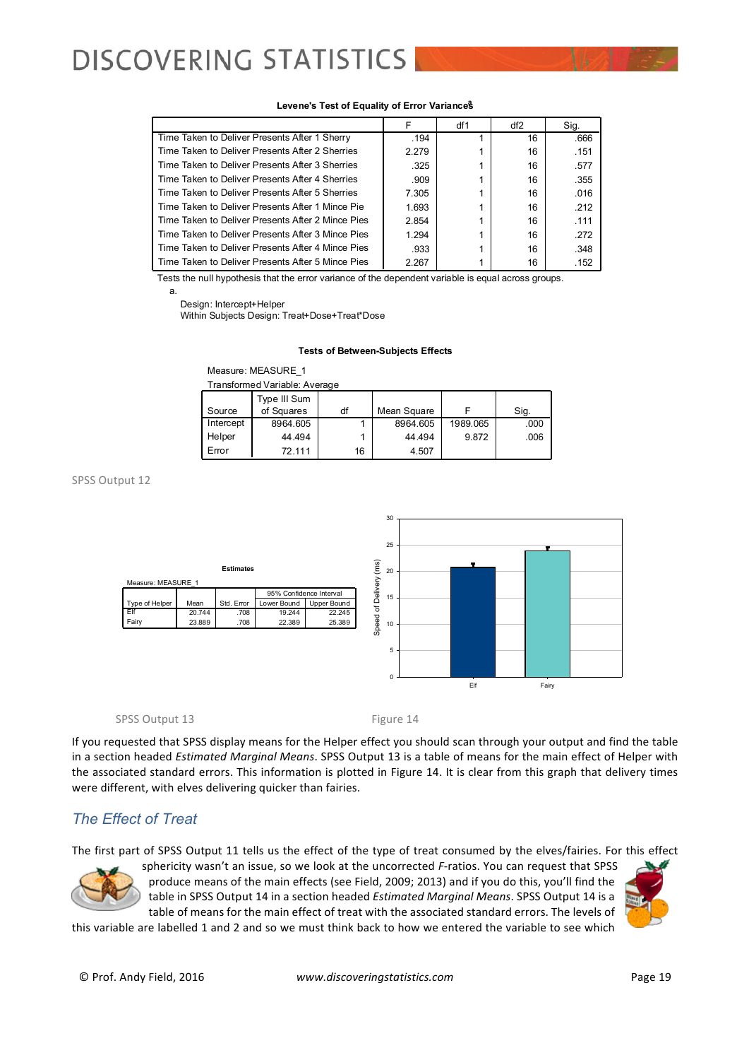**Levene's Test of Equality of Error Variances[a]**

| | F | df1 | df2 | Sig. |
|---|---|---|---|---|
| Time Taken to Deliver Presents After 1 Sherry | .194 | 1 | 16 | .666 |
| Time Taken to Deliver Presents After 2 Sherries | 2.279 | 1 | 16 | .151 |
| Time Taken to Deliver Presents After 3 Sherries | .325 | 1 | 16 | .577 |
| Time Taken to Deliver Presents After 4 Sherries | .909 | 1 | 16 | .355 |
| Time Taken to Deliver Presents After 5 Sherries | 7.305 | 1 | 16 | .016 |
| Time Taken to Deliver Presents After 1 Mince Pie | 1.693 | 1 | 16 | .212 |
| Time Taken to Deliver Presents After 2 Mince Pies | 2.854 | 1 | 16 | .111 |
| Time Taken to Deliver Presents After 3 Mince Pies | 1.294 | 1 | 16 | .272 |
| Time Taken to Deliver Presents After 4 Mince Pies | .933 | 1 | 16 | .348 |
| Time Taken to Deliver Presents After 5 Mince Pies | 2.267 | 1 | 16 | .152 |

Tests the null hypothesis that the error variance of the dependent variable is equal across groups.

a. Design: Intercept+Helper
Within Subjects Design: Treat+Dose+Treat*Dose

**Tests of Between-Subjects Effects**

Measure: MEASURE_1
Transformed Variable: Average

| Source | Type III Sum of Squares | df | Mean Square | F | Sig. |
|---|---|---|---|---|---|
| Intercept | 8964.605 | 1 | 8964.605 | 1989.065 | .000 |
| Helper | 44.494 | 1 | 44.494 | 9.872 | .006 |
| Error | 72.111 | 16 | 4.507 | | |

SPSS Output 12

**Estimates**

Measure: MEASURE_1

| Type of Helper | Mean | Std. Error | 95% Confidence Interval Lower Bound | Upper Bound |
|---|---|---|---|---|
| Elf | 20.744 | .708 | 19.244 | 22.245 |
| Fairy | 23.889 | .708 | 22.389 | 25.389 |

SPSS Output 13

Figure 14

If you requested that SPSS display means for the Helper effect you should scan through your output and find the table in a section headed *Estimated Marginal Means*. SPSS Output 13 is a table of means for the main effect of Helper with the associated standard errors. This information is plotted in Figure 14. It is clear from this graph that delivery times were different, with elves delivering quicker than fairies.

## The Effect of Treat

The first part of SPSS Output 11 tells us the effect of the type of treat consumed by the elves/fairies. For this effect sphericity wasn't an issue, so we look at the uncorrected *F*-ratios. You can request that SPSS produce means of the main effects (see Field, 2009; 2013) and if you do this, you'll find the table in SPSS Output 14 in a section headed *Estimated Marginal Means*. SPSS Output 14 is a table of means for the main effect of treat with the associated standard errors. The levels of this variable are labelled 1 and 2 and so we must think back to how we entered the variable to see which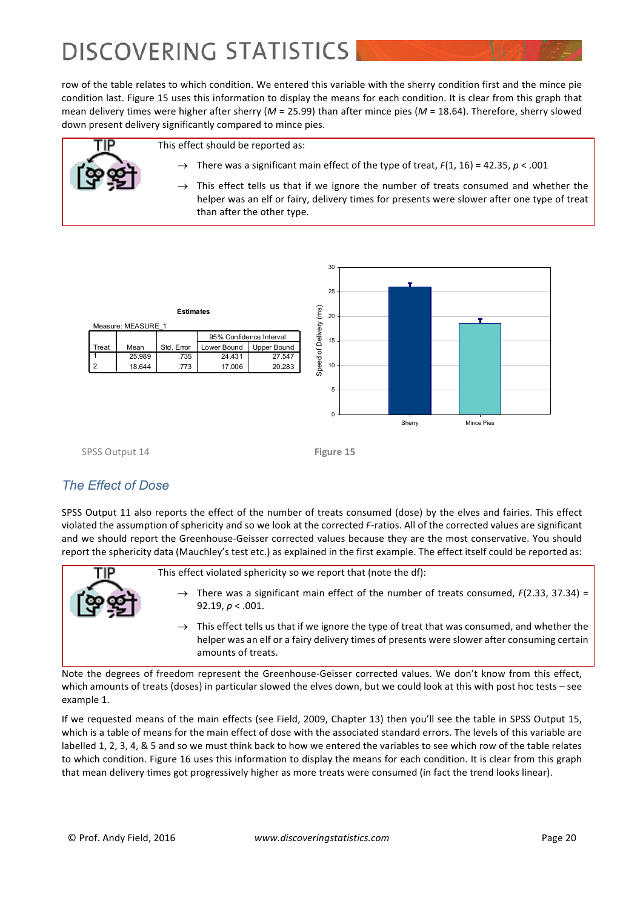row of the table relates to which condition. We entered this variable with the sherry condition first and the mince pie condition last. Figure 15 uses this information to display the means for each condition. It is clear from this graph that mean delivery times were higher after sherry ($M$ = 25.99) than after mince pies ($M$ = 18.64). Therefore, sherry slowed down present delivery significantly compared to mince pies.

> **TIP**
>
> This effect should be reported as:
>
> → There was a significant main effect of the type of treat, $F(1, 16) = 42.35$, $p < .001$
>
> → This effect tells us that if we ignore the number of treats consumed and whether the helper was an elf or fairy, delivery times for presents were slower after one type of treat than after the other type.

**Estimates**

Measure: MEASURE_1

| Treat | Mean | Std. Error | 95% Confidence Interval | |
|---|---|---|---|---|
| | | | Lower Bound | Upper Bound |
| 1 | 25.989 | .735 | 24.431 | 27.547 |
| 2 | 18.644 | .773 | 17.006 | 20.283 |

SPSS Output 14

Figure 15

## *The Effect of Dose*

SPSS Output 11 also reports the effect of the number of treats consumed (dose) by the elves and fairies. This effect violated the assumption of sphericity and so we look at the corrected $F$-ratios. All of the corrected values are significant and we should report the Greenhouse-Geisser corrected values because they are the most conservative. You should report the sphericity data (Mauchley's test etc.) as explained in the first example. The effect itself could be reported as:

> **TIP**
>
> This effect violated sphericity so we report that (note the df):
>
> → There was a significant main effect of the number of treats consumed, $F(2.33, 37.34) = 92.19$, $p < .001$.
>
> → This effect tells us that if we ignore the type of treat that was consumed, and whether the helper was an elf or a fairy delivery times of presents were slower after consuming certain amounts of treats.

Note the degrees of freedom represent the Greenhouse-Geisser corrected values. We don't know from this effect, which amounts of treats (doses) in particular slowed the elves down, but we could look at this with post hoc tests – see example 1.

If we requested means of the main effects (see Field, 2009, Chapter 13) then you'll see the table in SPSS Output 15, which is a table of means for the main effect of dose with the associated standard errors. The levels of this variable are labelled 1, 2, 3, 4, & 5 and so we must think back to how we entered the variables to see which row of the table relates to which condition. Figure 16 uses this information to display the means for each condition. It is clear from this graph that mean delivery times got progressively higher as more treats were consumed (in fact the trend looks linear).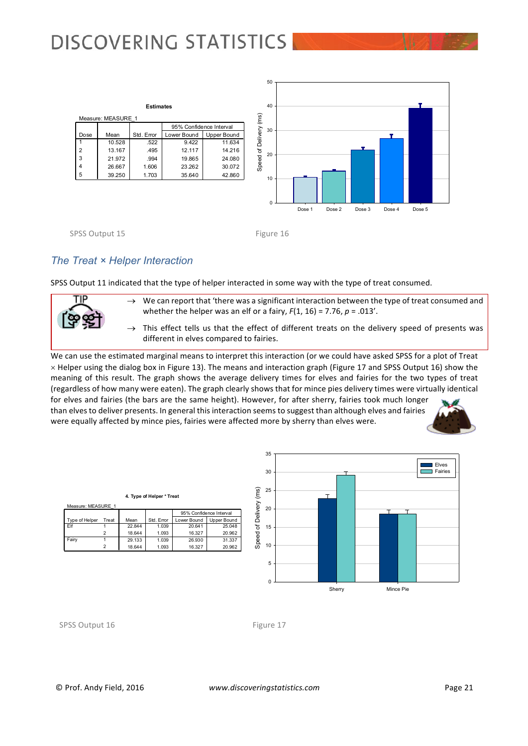**Estimates**

Measure: MEASURE_1

| Dose | Mean | Std. Error | 95% Confidence Interval | |
|---|---|---|---|---|
| | | | Lower Bound | Upper Bound |
| 1 | 10.528 | .522 | 9.422 | 11.634 |
| 2 | 13.167 | .495 | 12.117 | 14.216 |
| 3 | 21.972 | .994 | 19.865 | 24.080 |
| 4 | 26.667 | 1.606 | 23.262 | 30.072 |
| 5 | 39.250 | 1.703 | 35.640 | 42.860 |

SPSS Output 15

Figure 16

## The Treat × Helper Interaction

SPSS Output 11 indicated that the type of helper interacted in some way with the type of treat consumed.

> TIP
>
> → We can report that 'there was a significant interaction between the type of treat consumed and whether the helper was an elf or a fairy, $F(1, 16) = 7.76$, $p = .013$'.
>
> → This effect tells us that the effect of different treats on the delivery speed of presents was different in elves compared to fairies.

We can use the estimated marginal means to interpret this interaction (or we could have asked SPSS for a plot of Treat × Helper using the dialog box in Figure 13). The means and interaction graph (Figure 17 and SPSS Output 16) show the meaning of this result. The graph shows the average delivery times for elves and fairies for the two types of treat (regardless of how many were eaten). The graph clearly shows that for mince pies delivery times were virtually identical for elves and fairies (the bars are the same height). However, for after sherry, fairies took much longer than elves to deliver presents. In general this interaction seems to suggest than although elves and fairies were equally affected by mince pies, fairies were affected more by sherry than elves were.

**4. Type of Helper * Treat**

Measure: MEASURE_1

| Type of Helper | Treat | Mean | Std. Error | 95% Confidence Interval | |
|---|---|---|---|---|---|
| | | | | Lower Bound | Upper Bound |
| Elf | 1 | 22.844 | 1.039 | 20.641 | 25.048 |
| | 2 | 18.644 | 1.093 | 16.327 | 20.962 |
| Fairy | 1 | 29.133 | 1.039 | 26.930 | 31.337 |
| | 2 | 18.644 | 1.093 | 16.327 | 20.962 |

SPSS Output 16

Figure 17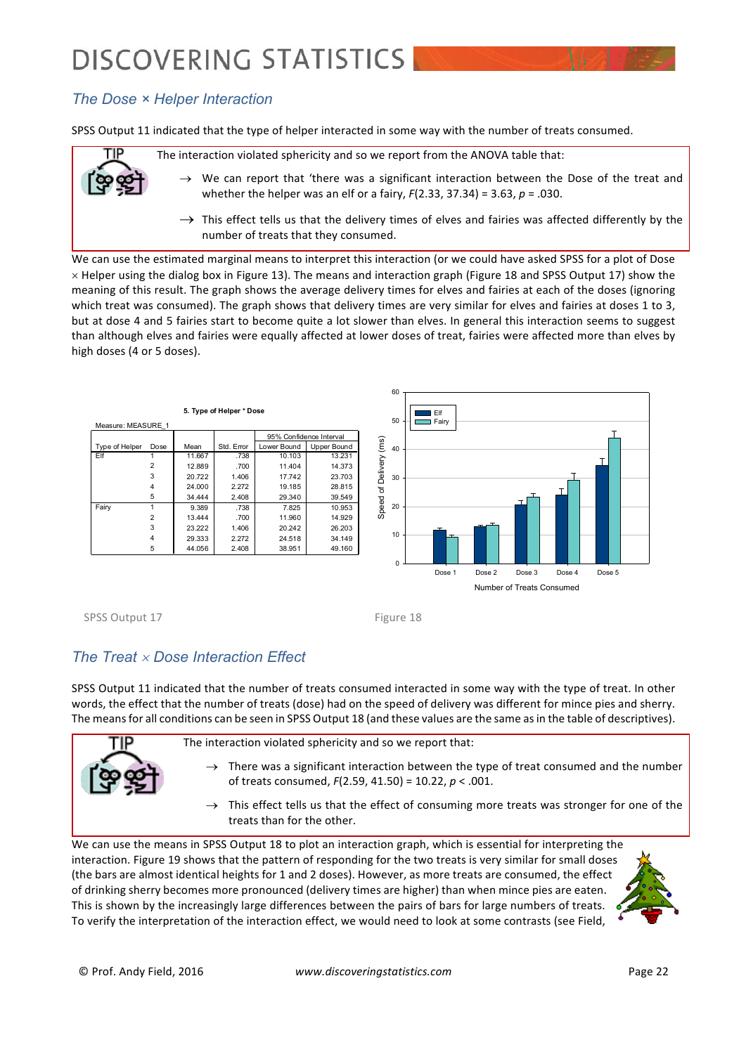## The Dose × Helper Interaction

SPSS Output 11 indicated that the type of helper interacted in some way with the number of treats consumed.

> **TIP**
>
> The interaction violated sphericity and so we report from the ANOVA table that:
>
> → We can report that 'there was a significant interaction between the Dose of the treat and whether the helper was an elf or a fairy, $F(2.33, 37.34) = 3.63$, $p = .030$.
>
> → This effect tells us that the delivery times of elves and fairies was affected differently by the number of treats that they consumed.

We can use the estimated marginal means to interpret this interaction (or we could have asked SPSS for a plot of Dose × Helper using the dialog box in Figure 13). The means and interaction graph (Figure 18 and SPSS Output 17) show the meaning of this result. The graph shows the average delivery times for elves and fairies at each of the doses (ignoring which treat was consumed). The graph shows that delivery times are very similar for elves and fairies at doses 1 to 3, but at dose 4 and 5 fairies start to become quite a lot slower than elves. In general this interaction seems to suggest than although elves and fairies were equally affected at lower doses of treat, fairies were affected more than elves by high doses (4 or 5 doses).

**5. Type of Helper * Dose**

Measure: MEASURE_1

| Type of Helper | Dose | Mean | Std. Error | 95% Confidence Interval | |
|---|---|---|---|---|---|
| | | | | Lower Bound | Upper Bound |
| Elf | 1 | 11.667 | .738 | 10.103 | 13.231 |
| | 2 | 12.889 | .700 | 11.404 | 14.373 |
| | 3 | 20.722 | 1.406 | 17.742 | 23.703 |
| | 4 | 24.000 | 2.272 | 19.185 | 28.815 |
| | 5 | 34.444 | 2.408 | 29.340 | 39.549 |
| Fairy | 1 | 9.389 | .738 | 7.825 | 10.953 |
| | 2 | 13.444 | .700 | 11.960 | 14.929 |
| | 3 | 23.222 | 1.406 | 20.242 | 26.203 |
| | 4 | 29.333 | 2.272 | 24.518 | 34.149 |
| | 5 | 44.056 | 2.408 | 38.951 | 49.160 |

SPSS Output 17

Figure 18

## The Treat × Dose Interaction Effect

SPSS Output 11 indicated that the number of treats consumed interacted in some way with the type of treat. In other words, the effect that the number of treats (dose) had on the speed of delivery was different for mince pies and sherry. The means for all conditions can be seen in SPSS Output 18 (and these values are the same as in the table of descriptives).

> **TIP**
>
> The interaction violated sphericity and so we report that:
>
> → There was a significant interaction between the type of treat consumed and the number of treats consumed, $F(2.59, 41.50) = 10.22$, $p < .001$.
>
> → This effect tells us that the effect of consuming more treats was stronger for one of the treats than for the other.

We can use the means in SPSS Output 18 to plot an interaction graph, which is essential for interpreting the interaction. Figure 19 shows that the pattern of responding for the two treats is very similar for small doses (the bars are almost identical heights for 1 and 2 doses). However, as more treats are consumed, the effect of drinking sherry becomes more pronounced (delivery times are higher) than when mince pies are eaten. This is shown by the increasingly large differences between the pairs of bars for large numbers of treats. To verify the interpretation of the interaction effect, we would need to look at some contrasts (see Field,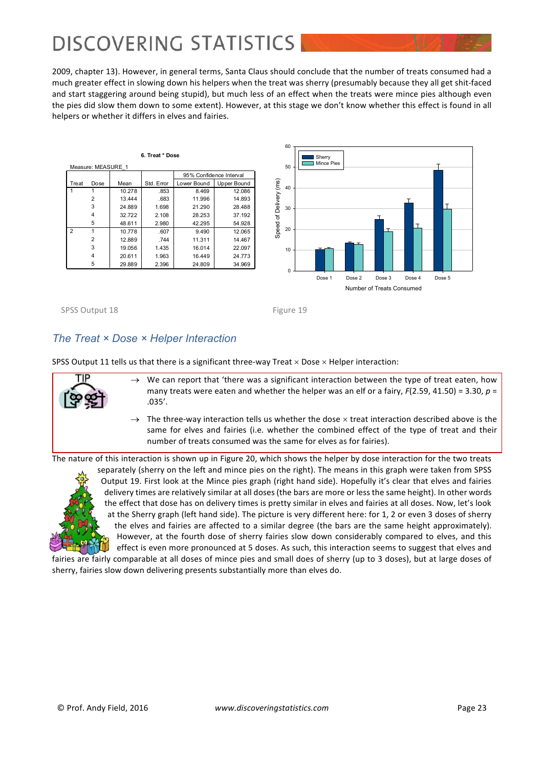2009, chapter 13). However, in general terms, Santa Claus should conclude that the number of treats consumed had a much greater effect in slowing down his helpers when the treat was sherry (presumably because they all get shit-faced and start staggering around being stupid), but much less of an effect when the treats were mince pies although even the pies did slow them down to some extent). However, at this stage we don't know whether this effect is found in all helpers or whether it differs in elves and fairies.

**6. Treat * Dose**

Measure: MEASURE_1

| Treat | Dose | Mean | Std. Error | 95% Confidence Interval | |
|---|---|---|---|---|---|
| | | | | Lower Bound | Upper Bound |
| 1 | 1 | 10.278 | .853 | 8.469 | 12.086 |
| | 2 | 13.444 | .683 | 11.996 | 14.893 |
| | 3 | 24.889 | 1.698 | 21.290 | 28.488 |
| | 4 | 32.722 | 2.108 | 28.253 | 37.192 |
| | 5 | 48.611 | 2.980 | 42.295 | 54.928 |
| 2 | 1 | 10.778 | .607 | 9.490 | 12.065 |
| | 2 | 12.889 | .744 | 11.311 | 14.467 |
| | 3 | 19.056 | 1.435 | 16.014 | 22.097 |
| | 4 | 20.611 | 1.963 | 16.449 | 24.773 |
| | 5 | 29.889 | 2.396 | 24.809 | 34.969 |

SPSS Output 18

Figure 19

## *The Treat × Dose × Helper Interaction*

SPSS Output 11 tells us that there is a significant three-way Treat × Dose × Helper interaction:

> TIP
>
> → We can report that 'there was a significant interaction between the type of treat eaten, how many treats were eaten and whether the helper was an elf or a fairy, $F(2.59, 41.50) = 3.30$, $p = .035$'.
>
> → The three-way interaction tells us whether the dose × treat interaction described above is the same for elves and fairies (i.e. whether the combined effect of the type of treat and their number of treats consumed was the same for elves as for fairies).

The nature of this interaction is shown up in Figure 20, which shows the helper by dose interaction for the two treats separately (sherry on the left and mince pies on the right). The means in this graph were taken from SPSS Output 19. First look at the Mince pies graph (right hand side). Hopefully it's clear that elves and fairies delivery times are relatively similar at all doses (the bars are more or less the same height). In other words the effect that dose has on delivery times is pretty similar in elves and fairies at all doses. Now, let's look at the Sherry graph (left hand side). The picture is very different here: for 1, 2 or even 3 doses of sherry the elves and fairies are affected to a similar degree (the bars are the same height approximately). However, at the fourth dose of sherry fairies slow down considerably compared to elves, and this effect is even more pronounced at 5 doses. As such, this interaction seems to suggest that elves and fairies are fairly comparable at all doses of mince pies and small does of sherry (up to 3 doses), but at large doses of sherry, fairies slow down delivering presents substantially more than elves do.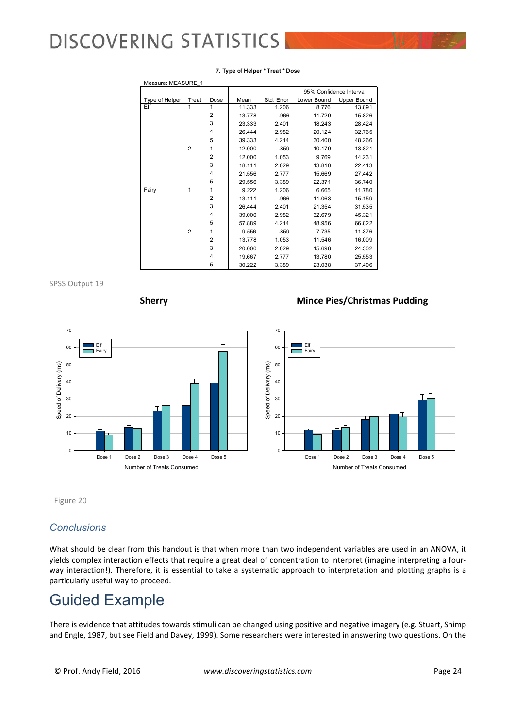**7. Type of Helper * Treat * Dose**

Measure: MEASURE_1

| Type of Helper | Treat | Dose | Mean | Std. Error | 95% Confidence Interval Lower Bound | 95% Confidence Interval Upper Bound |
|---|---|---|---|---|---|---|
| Elf | 1 | 1 | 11.333 | 1.206 | 8.776 | 13.891 |
| | | 2 | 13.778 | .966 | 11.729 | 15.826 |
| | | 3 | 23.333 | 2.401 | 18.243 | 28.424 |
| | | 4 | 26.444 | 2.982 | 20.124 | 32.765 |
| | | 5 | 39.333 | 4.214 | 30.400 | 48.266 |
| | 2 | 1 | 12.000 | .859 | 10.179 | 13.821 |
| | | 2 | 12.000 | 1.053 | 9.769 | 14.231 |
| | | 3 | 18.111 | 2.029 | 13.810 | 22.413 |
| | | 4 | 21.556 | 2.777 | 15.669 | 27.442 |
| | | 5 | 29.556 | 3.389 | 22.371 | 36.740 |
| Fairy | 1 | 1 | 9.222 | 1.206 | 6.665 | 11.780 |
| | | 2 | 13.111 | .966 | 11.063 | 15.159 |
| | | 3 | 26.444 | 2.401 | 21.354 | 31.535 |
| | | 4 | 39.000 | 2.982 | 32.679 | 45.321 |
| | | 5 | 57.889 | 4.214 | 48.956 | 66.822 |
| | 2 | 1 | 9.556 | .859 | 7.735 | 11.376 |
| | | 2 | 13.778 | 1.053 | 11.546 | 16.009 |
| | | 3 | 20.000 | 2.029 | 15.698 | 24.302 |
| | | 4 | 19.667 | 2.777 | 13.780 | 25.553 |
| | | 5 | 30.222 | 3.389 | 23.038 | 37.406 |

SPSS Output 19

**Sherry** | **Mince Pies/Christmas Pudding**

Figure 20

## *Conclusions*

What should be clear from this handout is that when more than two independent variables are used in an ANOVA, it yields complex interaction effects that require a great deal of concentration to interpret (imagine interpreting a four-way interaction!). Therefore, it is essential to take a systematic approach to interpretation and plotting graphs is a particularly useful way to proceed.

# Guided Example

There is evidence that attitudes towards stimuli can be changed using positive and negative imagery (e.g. Stuart, Shimp and Engle, 1987, but see Field and Davey, 1999). Some researchers were interested in answering two questions. On the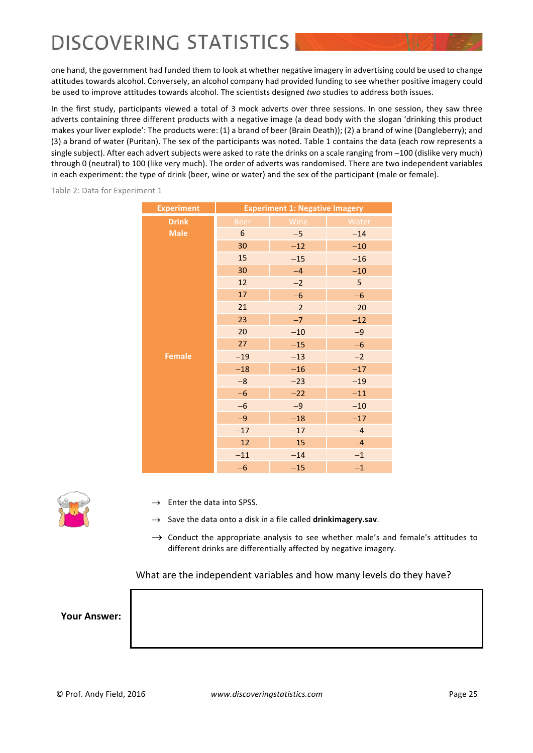one hand, the government had funded them to look at whether negative imagery in advertising could be used to change attitudes towards alcohol. Conversely, an alcohol company had provided funding to see whether positive imagery could be used to improve attitudes towards alcohol. The scientists designed *two* studies to address both issues.

In the first study, participants viewed a total of 3 mock adverts over three sessions. In one session, they saw three adverts containing three different products with a negative image (a dead body with the slogan 'drinking this product makes your liver explode': The products were: (1) a brand of beer (Brain Death)); (2) a brand of wine (Dangleberry); and (3) a brand of water (Puritan). The sex of the participants was noted. Table 1 contains the data (each row represents a single subject). After each advert subjects were asked to rate the drinks on a scale ranging from −100 (dislike very much) through 0 (neutral) to 100 (like very much). The order of adverts was randomised. There are two independent variables in each experiment: the type of drink (beer, wine or water) and the sex of the participant (male or female).

Table 2: Data for Experiment 1

| Experiment | Experiment 1: Negative Imagery | | |
|---|---|---|---|
| Drink | Beer | Wine | Water |
| Male | 6 | −5 | −14 |
| | 30 | −12 | −10 |
| | 15 | −15 | −16 |
| | 30 | −4 | −10 |
| | 12 | −2 | 5 |
| | 17 | −6 | −6 |
| | 21 | −2 | −20 |
| | 23 | −7 | −12 |
| | 20 | −10 | −9 |
| | 27 | −15 | −6 |
| Female | −19 | −13 | −2 |
| | −18 | −16 | −17 |
| | −8 | −23 | −19 |
| | −6 | −22 | −11 |
| | −6 | −9 | −10 |
| | −9 | −18 | −17 |
| | −17 | −17 | −4 |
| | −12 | −15 | −4 |
| | −11 | −14 | −1 |
| | −6 | −15 | −1 |

→ Enter the data into SPSS.

→ Save the data onto a disk in a file called **drinkimagery.sav**.

→ Conduct the appropriate analysis to see whether male's and female's attitudes to different drinks are differentially affected by negative imagery.

What are the independent variables and how many levels do they have?

**Your Answer:**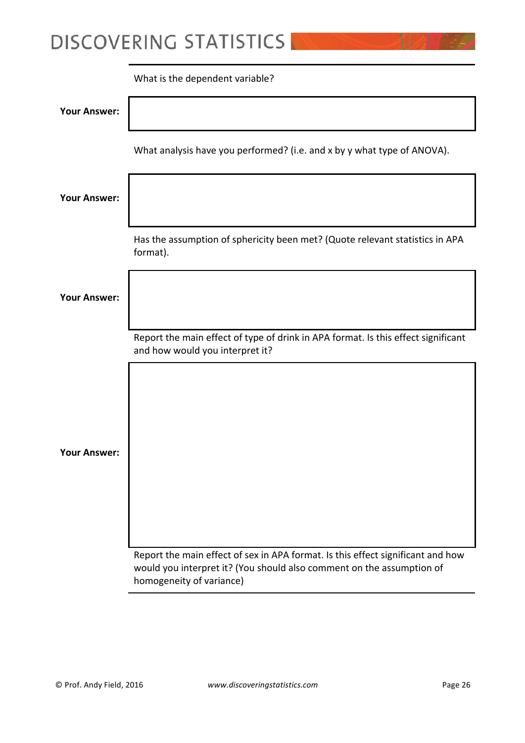What is the dependent variable?

**Your Answer:**

What analysis have you performed? (i.e. and x by y what type of ANOVA).

**Your Answer:**

Has the assumption of sphericity been met? (Quote relevant statistics in APA format).

**Your Answer:**

Report the main effect of type of drink in APA format. Is this effect significant and how would you interpret it?

**Your Answer:**

Report the main effect of sex in APA format. Is this effect significant and how would you interpret it? (You should also comment on the assumption of homogeneity of variance)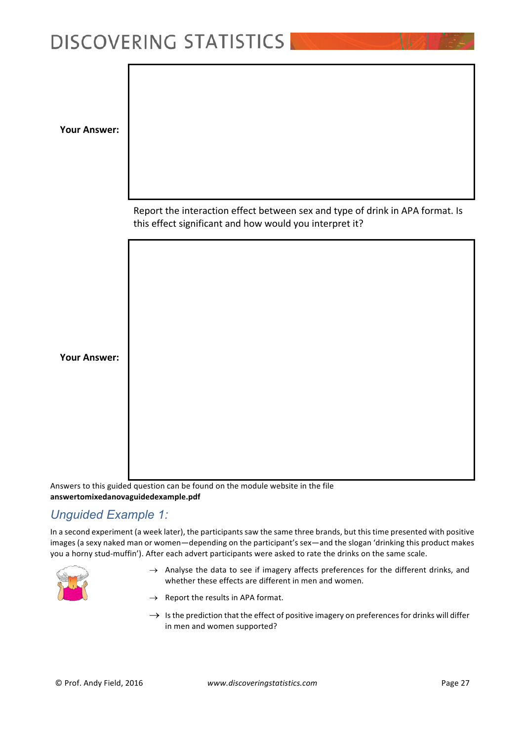**Your Answer:**

Report the interaction effect between sex and type of drink in APA format. Is this effect significant and how would you interpret it?

**Your Answer:**

Answers to this guided question can be found on the module website in the file **answertomixedanovaguidedexample.pdf**

## *Unguided Example 1:*

In a second experiment (a week later), the participants saw the same three brands, but this time presented with positive images (a sexy naked man or women—depending on the participant's sex—and the slogan 'drinking this product makes you a horny stud-muffin'). After each advert participants were asked to rate the drinks on the same scale.

- → Analyse the data to see if imagery affects preferences for the different drinks, and whether these effects are different in men and women.
- → Report the results in APA format.
- → Is the prediction that the effect of positive imagery on preferences for drinks will differ in men and women supported?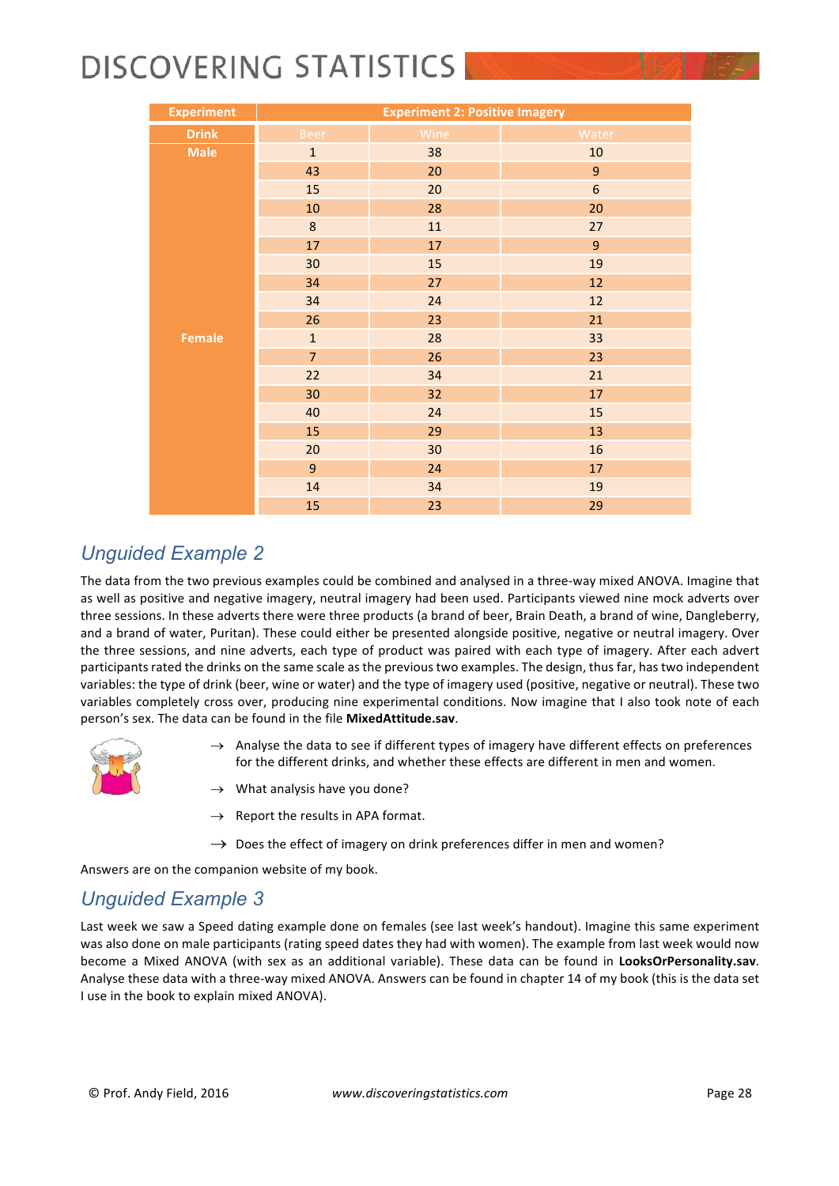| Experiment | Experiment 2: Positive Imagery | | |
|---|---|---|---|
| Drink | Beer | Wine | Water |
| Male | 1 | 38 | 10 |
| | 43 | 20 | 9 |
| | 15 | 20 | 6 |
| | 10 | 28 | 20 |
| | 8 | 11 | 27 |
| | 17 | 17 | 9 |
| | 30 | 15 | 19 |
| | 34 | 27 | 12 |
| | 34 | 24 | 12 |
| | 26 | 23 | 21 |
| Female | 1 | 28 | 33 |
| | 7 | 26 | 23 |
| | 22 | 34 | 21 |
| | 30 | 32 | 17 |
| | 40 | 24 | 15 |
| | 15 | 29 | 13 |
| | 20 | 30 | 16 |
| | 9 | 24 | 17 |
| | 14 | 34 | 19 |
| | 15 | 23 | 29 |

## *Unguided Example 2*

The data from the two previous examples could be combined and analysed in a three-way mixed ANOVA. Imagine that as well as positive and negative imagery, neutral imagery had been used. Participants viewed nine mock adverts over three sessions. In these adverts there were three products (a brand of beer, Brain Death, a brand of wine, Dangleberry, and a brand of water, Puritan). These could either be presented alongside positive, negative or neutral imagery. Over the three sessions, and nine adverts, each type of product was paired with each type of imagery. After each advert participants rated the drinks on the same scale as the previous two examples. The design, thus far, has two independent variables: the type of drink (beer, wine or water) and the type of imagery used (positive, negative or neutral). These two variables completely cross over, producing nine experimental conditions. Now imagine that I also took note of each person's sex. The data can be found in the file **MixedAttitude.sav**.

→ Analyse the data to see if different types of imagery have different effects on preferences for the different drinks, and whether these effects are different in men and women.

→ What analysis have you done?

→ Report the results in APA format.

→ Does the effect of imagery on drink preferences differ in men and women?

Answers are on the companion website of my book.

## *Unguided Example 3*

Last week we saw a Speed dating example done on females (see last week's handout). Imagine this same experiment was also done on male participants (rating speed dates they had with women). The example from last week would now become a Mixed ANOVA (with sex as an additional variable). These data can be found in **LooksOrPersonality.sav**. Analyse these data with a three-way mixed ANOVA. Answers can be found in chapter 14 of my book (this is the data set I use in the book to explain mixed ANOVA).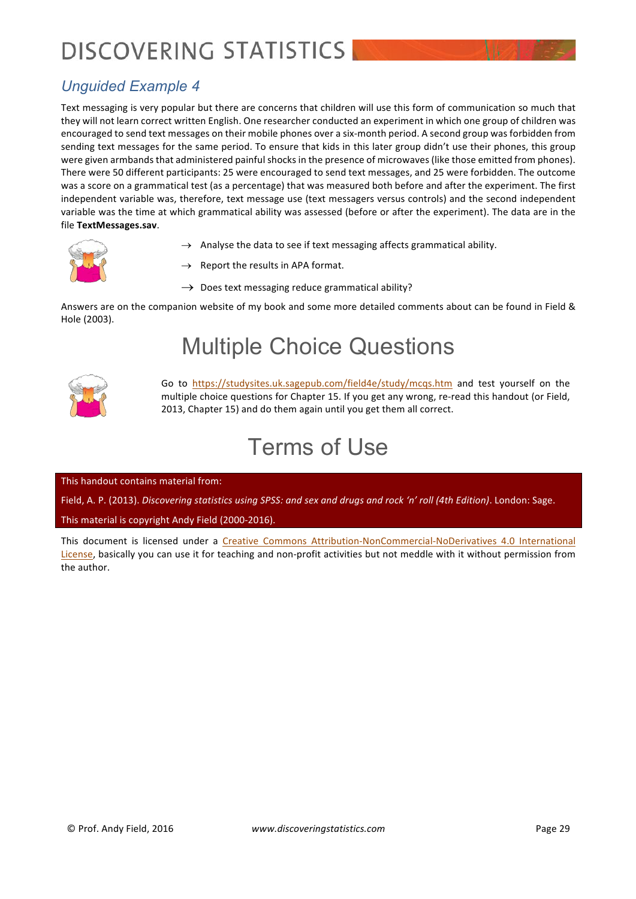## Unguided Example 4

Text messaging is very popular but there are concerns that children will use this form of communication so much that they will not learn correct written English. One researcher conducted an experiment in which one group of children was encouraged to send text messages on their mobile phones over a six-month period. A second group was forbidden from sending text messages for the same period. To ensure that kids in this later group didn't use their phones, this group were given armbands that administered painful shocks in the presence of microwaves (like those emitted from phones). There were 50 different participants: 25 were encouraged to send text messages, and 25 were forbidden. The outcome was a score on a grammatical test (as a percentage) that was measured both before and after the experiment. The first independent variable was, therefore, text message use (text messagers versus controls) and the second independent variable was the time at which grammatical ability was assessed (before or after the experiment). The data are in the file **TextMessages.sav**.

→ Analyse the data to see if text messaging affects grammatical ability.

→ Report the results in APA format.

→ Does text messaging reduce grammatical ability?

Answers are on the companion website of my book and some more detailed comments about can be found in Field & Hole (2003).

# Multiple Choice Questions

Go to https://studysites.uk.sagepub.com/field4e/study/mcqs.htm and test yourself on the multiple choice questions for Chapter 15. If you get any wrong, re-read this handout (or Field, 2013, Chapter 15) and do them again until you get them all correct.

# Terms of Use

This handout contains material from:

Field, A. P. (2013). *Discovering statistics using SPSS: and sex and drugs and rock 'n' roll (4th Edition)*. London: Sage.

This material is copyright Andy Field (2000-2016).

This document is licensed under a Creative Commons Attribution-NonCommercial-NoDerivatives 4.0 International License, basically you can use it for teaching and non-profit activities but not meddle with it without permission from the author.